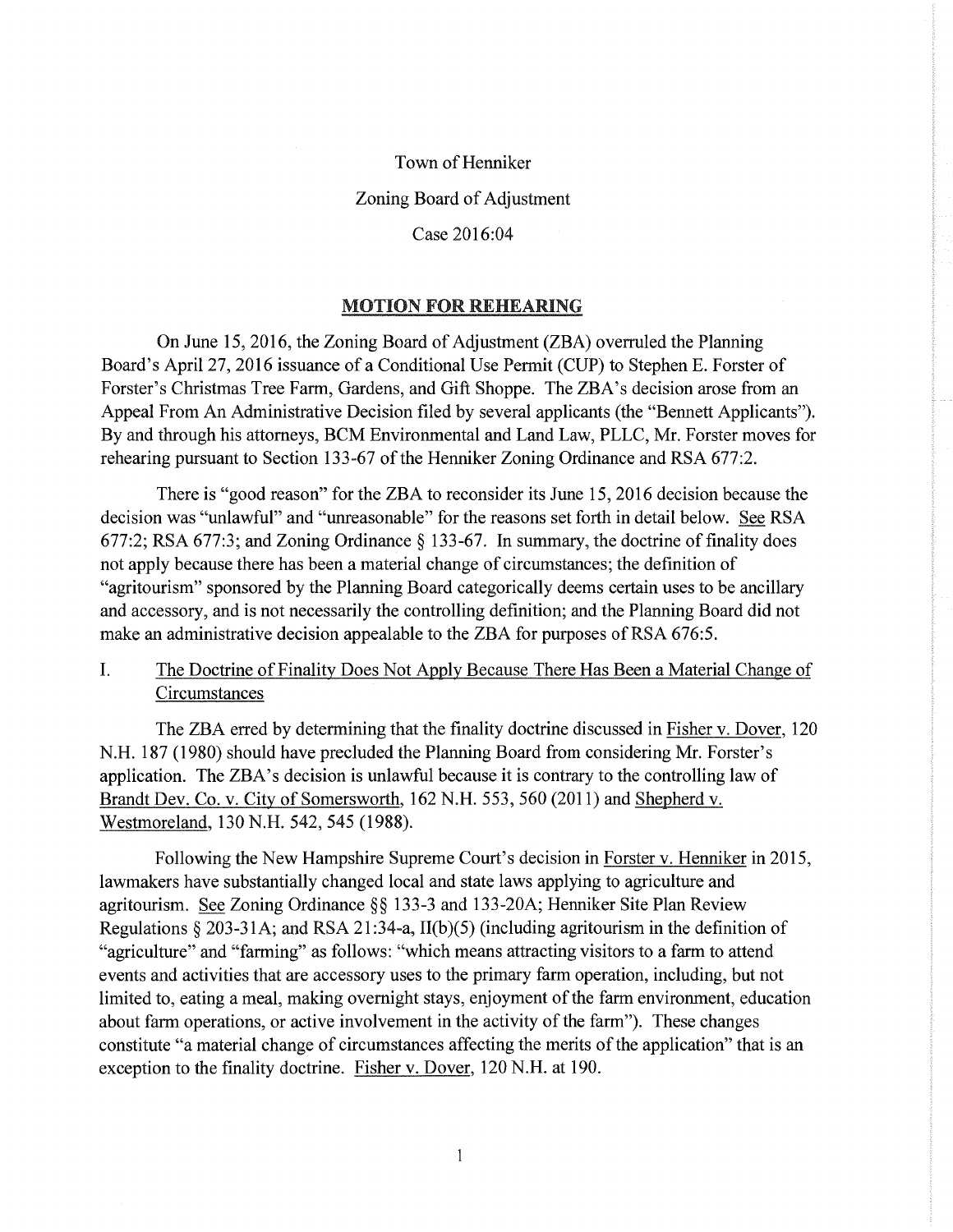Town of Henniker

Zoning Board of Adjustment

Case 2016:04

## MOTION FOR REHEARING

On June 15, 2016, the Zoning Board of Adjustment (ZBA) overruled the Planning Board's April 27, 2016 issuance of a Conditional Use Permit (CUP) to Stephen E. Forster of Forster's Christmas Tree Farm, Gardens, and Gift Shoppe. The ZBA's decision arose from an Appeal From An Administrative Decision filed by several applicants (the "Bennett Applicants"). By and through his attorneys, BCM Environmental and Land Law, PLLC, Mr. Forster moves for rehearing pursuant to Section 133-67 of the Henniker Zoning Ordinance and RSA 677:2.

There is "good reason" for the ZBA to reconsider its June 15, 2016 decision because the decision was "unlawful" and "unreasonable" for the reasons set forth in detail below. See RSA 677:2; RSA 677:3; and Zoning Ordinance § 133-67. In summary, the doctrine of finality does not apply because there has been a material change of circumstances; the definition of "agritourism" sponsored by the Planning Board categorically deems certain uses to be ancillary and accessory, and is not necessarily the controlling definition; and the Planning Board did not make an administrative decision appealable to the ZBA for purposes of RSA 676:5.

I. The Doctrine of Finality Does Not Apply Because There Has Been a Material Change of Circumstances

The ZBA erred by determining that the finality doctrine discussed in Fisher v. Dover, 120 N.H. 187 (1980) should have precluded the Planning Board from considering Mr. Forster's application. The ZBA's decision is unlawful because it is contrary to the controlling law of Brandt Dev. Co. v. City of Somersworth, 162 N.H. 553, 560 (2011) and Shepherd v. Westmoreland, 130 N.H. 542, 545 (1988).

Following the New Hampshire Supreme Court's decision in Forster v. Henniker in 2015, lawmakers have substantially changed local and state laws applying to agriculture and agritourism. See Zoning Ordinance §§ 133-3 and 133-20A; Henniker Site Plan Review Regulations § 203-31A; and RSA 21:34-a, II(b)(5) (including agritourism in the definition of "agriculture" and "farming" as follows: "which means attracting visitors to a farm to attend events and activities that are accessory uses to the primary farm operation, including, but not limited to, eating a meal, making overnight stays, enjoyment of the farm environment, education about farm operations, or active involvement in the activity of the farm"). These changes constitute "a material change of circumstances affecting the merits of the application" that is an exception to the finality doctrine. Fisher v. Dover, 120 N.H. at 190.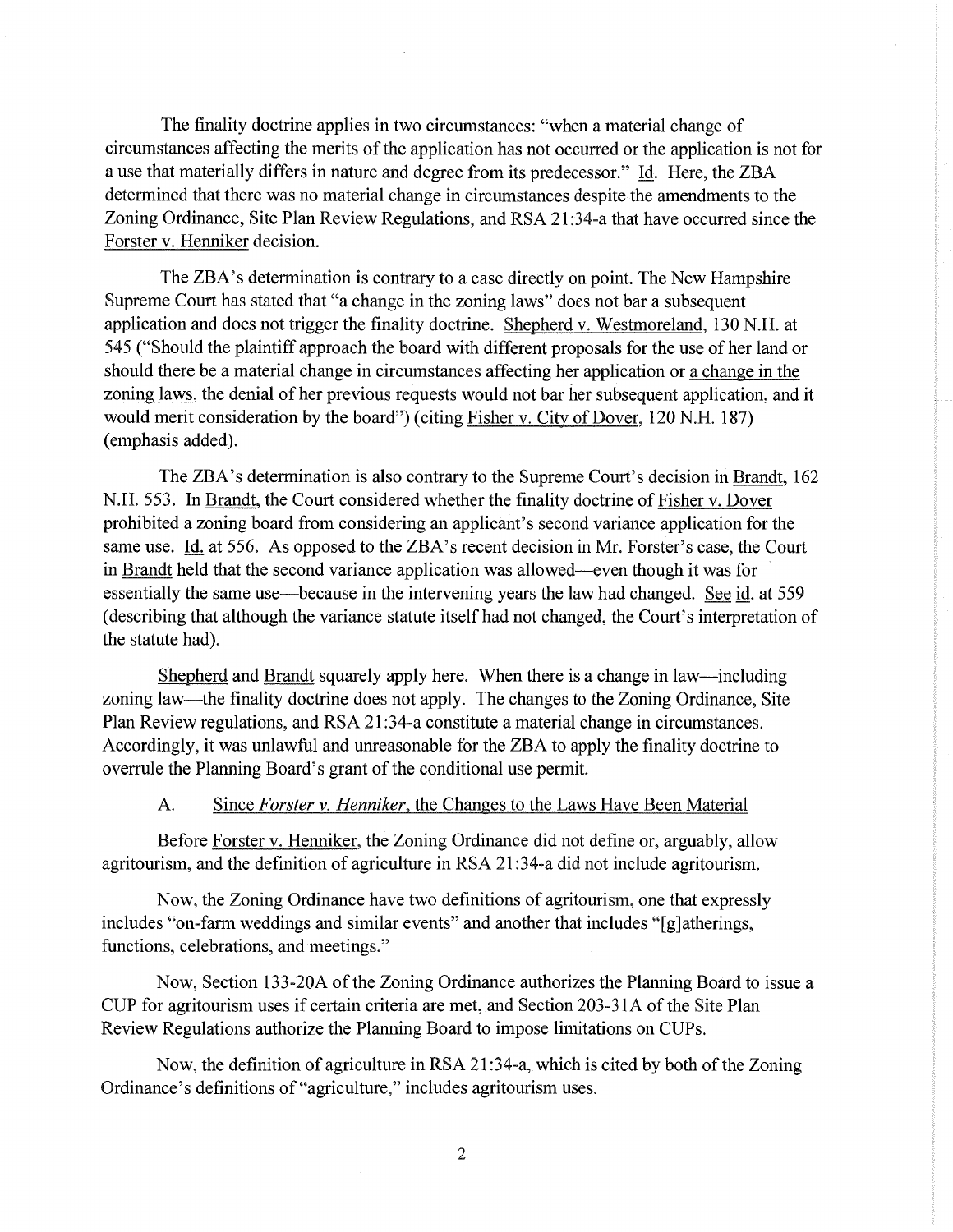The finality doctrine applies in two circumstances: "when a material change of circumstances affecting the merits of the application has not occurred or the application is not for a use that materially differs in nature and degree from its predecessor." Id. Here, the ZBA determined that there was no material change in circumstances despite the amendments to the Zoning Ordinance, Site Plan Review Regulations, and RSA 21:34-a that have occurred since the Forster v. Henniker decision.

The ZBA's determination is contrary to a case directly on point. The New Hampshire Supreme Court has stated that "a change in the zoning laws" does not bar a subsequent application and does not trigger the finality doctrine. Shepherd v. Westmoreland, 130 N.H. at 545 ("Should the plaintiff approach the board with different proposals for the use of her land or should there be a material change in circumstances affecting her application or a change in the zoning laws, the denial of her previous requests would not bar her subsequent application, and it would merit consideration by the board") (citing Fisher v. City of Dover, 120 N.H. 187) (emphasis added).

The ZBA's determination is also contrary to the Supreme Court's decision in Brandt, 162 N.H. 553. In Brandt, the Court considered whether the finality doctrine of Fisher v. Dover prohibited a zoning board from considering an applicant's second variance application for the same use. Id. at 556. As opposed to the ZBA's recent decision in Mr. Forster's case, the Court in Brandt held that the second variance application was allowed—even though it was for essentially the same use—because in the intervening years the law had changed. See id. at 559 (describing that although the variance statute itself had not changed, the Court's interpretation of the statute had).

Shepherd and Brandt squarely apply here. When there is a change in law—including zoning law—the finality doctrine does not apply. The changes to the Zoning Ordinance, Site Plan Review regulations, and RSA 21:34-a constitute a material change in circumstances. Accordingly, it was unlawful and unreasonable for the ZBA to apply the finality doctrine to overrule the Planning Board's grant of the conditional use permit.

### A. Since *Forster v. Henniker*, the Changes to the Laws Have Been Material

Before Forster v. Henniker, the Zoning Ordinance did not define or, arguably, allow agritourism, and the definition of agriculture in RSA 21:34-a did not include agritourism.

Now, the Zoning Ordinance have two definitions of agritourism, one that expressly includes "on-farm weddings and similar events" and another that includes "[g]atherings, functions, celebrations, and meetings."

Now, Section 133-20A of the Zoning Ordinance authorizes the Planning Board to issue a CUP for agritourism uses if certain criteria are met, and Section 203-31A of the Site Plan Review Regulations authorize the Planning Board to impose limitations on CUPs.

Now, the definition of agriculture in RSA 21:34-a, which is cited by both of the Zoning Ordinance's definitions of "agriculture," includes agritourism uses.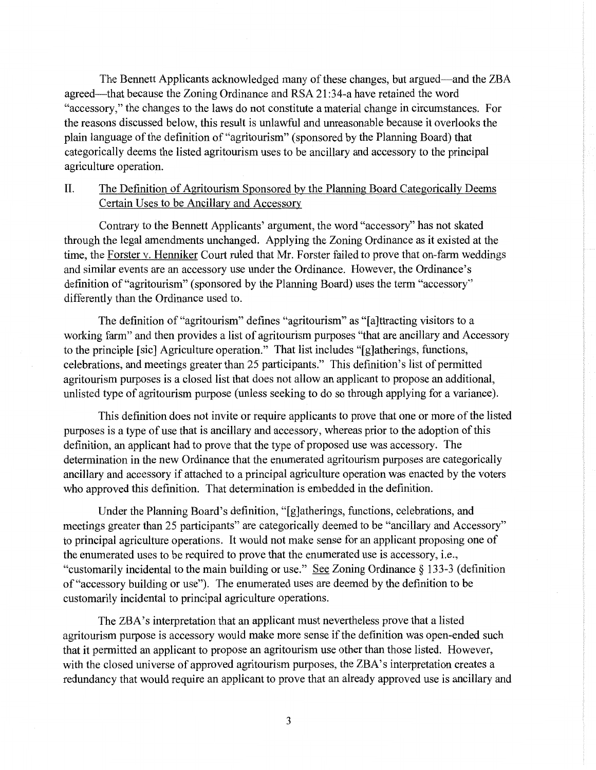The Bennett Applicants acknowledged many of these changes, but argued—and the ZBA agreed—that because the Zoning Ordinance and RSA 21:34-a have retained the word "accessory," the changes to the laws do not constitute a material change in circumstances. For the reasons discussed below, this result is unlawful and unreasonable because it overlooks the plain language of the definition of "agritourism" (sponsored by the Planning Board) that categorically deems the listed agritourism uses to be ancillary and accessory to the principal agriculture operation.

## II. The Definition of Agritourism Sponsored by the Planning Board Categorically Deems Certain Uses to be Ancillary and Accessory

Contrary to the Bennett Applicants' argument, the word "accessory" has not skated through the legal amendments unchanged. Applying the Zoning Ordinance as it existed at the time, the Forster v. Henniker Court ruled that Mr. Forster failed to prove that on-farm weddings and similar events are an accessory use under the Ordinance. However, the Ordinance's definition of "agritourism" (sponsored by the Planning Board) uses the term "accessory" differently than the Ordinance used to.

The definition of "agritourism" defines "agritourism" as "[a]ttracting visitors to a working farm" and then provides a list of agritourism purposes "that are ancillary and Accessory to the principle [sic] Agriculture operation." That list includes "[g]atherings, functions, celebrations, and meetings greater than 25 participants." This definition's list of permitted agritourism purposes is a closed list that does not allow an applicant to propose an additional, unlisted type of agritourism purpose (unless seeking to do so through applying for a variance).

This definition does not invite or require applicants to prove that one or more of the listed purposes is a type of use that is ancillary and accessory, whereas prior to the adoption of this definition, an applicant had to prove that the type of proposed use was accessory. The determination in the new Ordinance that the enumerated agritourism purposes are categorically ancillary and accessory if attached to a principal agriculture operation was enacted by the voters who approved this definition. That determination is embedded in the definition.

Under the Planning Board's definition, "[g]atherings, functions, celebrations, and meetings greater than 25 participants" are categorically deemed to be "ancillary and Accessory" to principal agriculture operations. It would not make sense for an applicant proposing one of the enumerated uses to be required to prove that the enumerated use is accessory, i.e., "customarily incidental to the main building or use." See Zoning Ordinance § 133-3 (definition of "accessory building or use"). The enumerated uses are deemed by the definition to be customarily incidental to principal agriculture operations.

The ZBA's interpretation that an applicant must nevertheless prove that a listed agritourism purpose is accessory would make more sense if the definition was open-ended such that it permitted an applicant to propose an agritourism use other than those listed. However, with the closed universe of approved agritourism purposes, the ZBA's interpretation creates a redundancy that would require an applicant to prove that an already approved use is ancillary and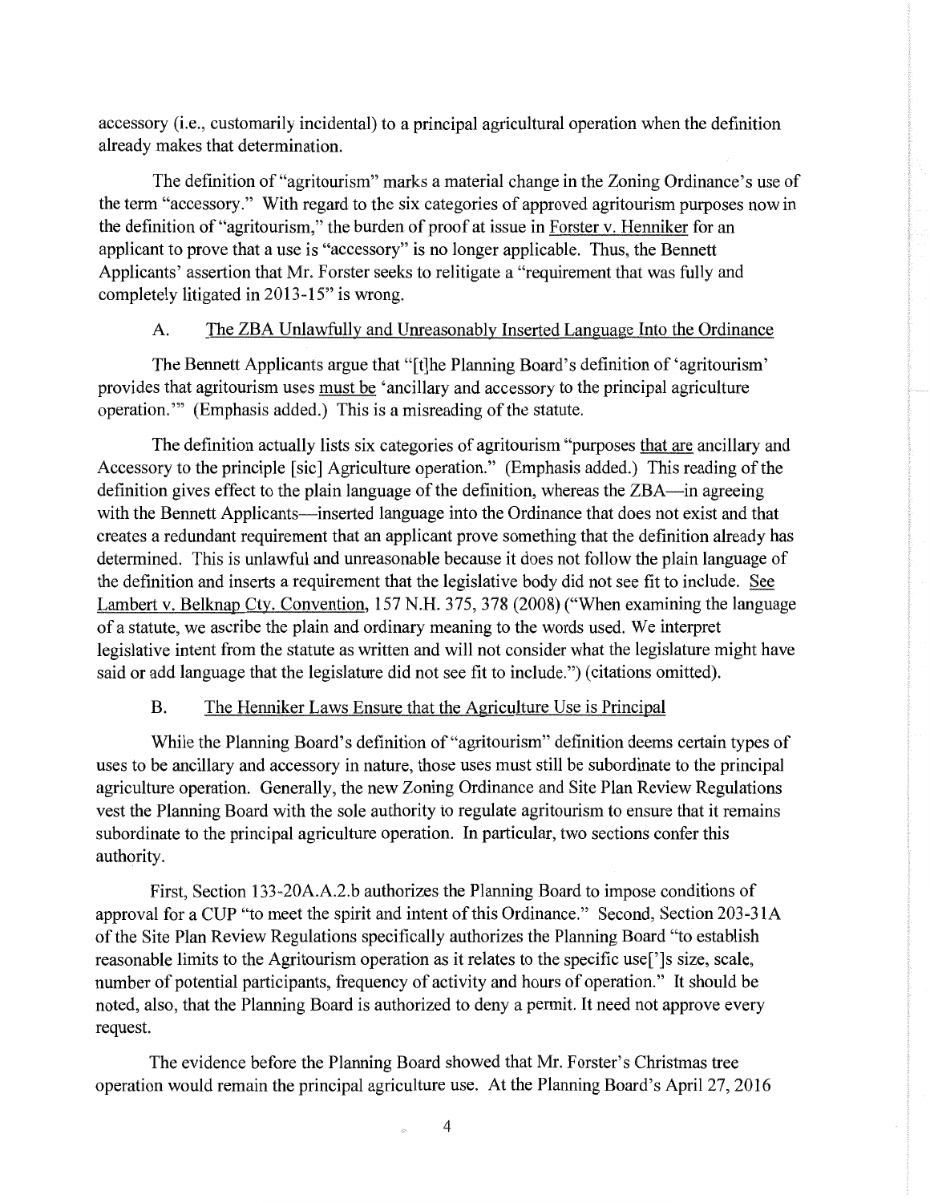accessory (i.e., customarily incidental) to a principal agricultural operation when the definition already makes that determination.

The definition of "agritourism" marks a material change in the Zoning Ordinance's use of the term "accessory." With regard to the six categories of approved agritourism purposes now in the definition of "agritourism," the burden of proof at issue in Forster v. Henniker for an applicant to prove that a use is "accessory" is no longer applicable. Thus, the Bennett Applicants' assertion that Mr. Forster seeks to relitigate a "requirement that was fully and completely litigated in 2013-15" is wrong.

A. The ZBA Unlawfully and Unreasonably Inserted Language Into the Ordinance

The Bennett Applicants argue that "[t]he Planning Board's definition of 'agritourism' provides that agritourism uses must be 'ancillary and accessory to the principal agriculture operation.'" (Emphasis added.) This is a misreading of the statute.

The definition actually lists six categories of agritourism "purposes that are ancillary and Accessory to the principle [sic] Agriculture operation." (Emphasis added.) This reading of the definition gives effect to the plain language of the definition, whereas the ZBA—in agreeing with the Bennett Applicants—inserted language into the Ordinance that does not exist and that creates a redundant requirement that an applicant prove something that the definition already has determined. This is unlawful and unreasonable because it does not follow the plain language of the definition and inserts a requirement that the legislative body did not see fit to include. See Lambert v. Belknap Cty. Convention, 157 N.H. 375, 378 (2008) ("When examining the language of a statute, we ascribe the plain and ordinary meaning to the words used. We interpret legislative intent from the statute as written and will not consider what the legislature might have said or add language that the legislature did not see fit to include.") (citations omitted).

B. The Henniker Laws Ensure that the Agriculture Use is Principal

While the Planning Board's definition of "agritourism" definition deems certain types of uses to be ancillary and accessory in nature, those uses must still be subordinate to the principal agriculture operation. Generally, the new Zoning Ordinance and Site Plan Review Regulations vest the Planning Board with the sole authority to regulate agritourism to ensure that it remains subordinate to the principal agriculture operation. In particular, two sections confer this authority.

First, Section 133-20A.A.2.b authorizes the Planning Board to impose conditions of approval for a CUP "to meet the spirit and intent of this Ordinance." Second, Section 203-31A of the Site Plan Review Regulations specifically authorizes the Planning Board "to establish reasonable limits to the Agritourism operation as it relates to the specific use[']s size, scale, number of potential participants, frequency of activity and hours of operation." It should be noted, also, that the Planning Board is authorized to deny a permit. It need not approve every request.

The evidence before the Planning Board showed that Mr. Forster's Christmas tree operation would remain the principal agriculture use. At the Planning Board's April 27, 2016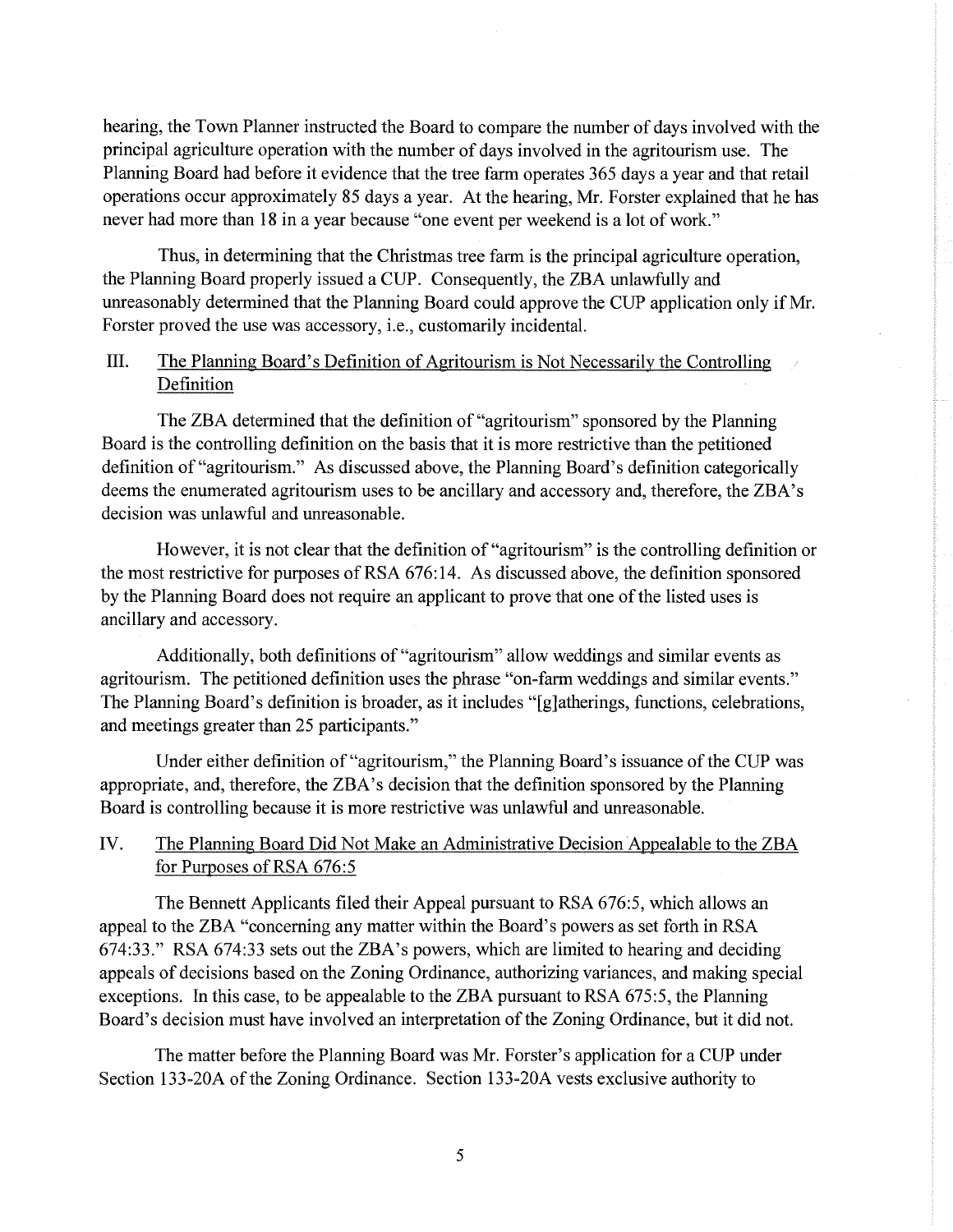hearing, the Town Planner instructed the Board to compare the number of days involved with the principal agriculture operation with the number of days involved in the agritourism use. The Planning Board had before it evidence that the tree farm operates 365 days a year and that retail operations occur approximately 85 days a year. At the hearing, Mr. Forster explained that he has never had more than 18 in a year because "one event per weekend is a lot of work."

Thus, in determining that the Christmas tree farm is the principal agriculture operation, the Planning Board properly issued a CUP. Consequently, the ZBA unlawfully and unreasonably determined that the Planning Board could approve the CUP application only if Mr. Forster proved the use was accessory, i.e., customarily incidental.

## III. <u>The Planning Board's Definition of Agritourism is Not Necessarily the Controlling Definition</u>

The ZBA determined that the definition of "agritourism" sponsored by the Planning Board is the controlling definition on the basis that it is more restrictive than the petitioned definition of "agritourism." As discussed above, the Planning Board's definition categorically deems the enumerated agritourism uses to be ancillary and accessory and, therefore, the ZBA's decision was unlawful and unreasonable.

However, it is not clear that the definition of "agritourism" is the controlling definition or the most restrictive for purposes of RSA 676:14. As discussed above, the definition sponsored by the Planning Board does not require an applicant to prove that one of the listed uses is ancillary and accessory.

Additionally, both definitions of "agritourism" allow weddings and similar events as agritourism. The petitioned definition uses the phrase "on-farm weddings and similar events." The Planning Board's definition is broader, as it includes "[g]atherings, functions, celebrations, and meetings greater than 25 participants."

Under either definition of "agritourism," the Planning Board's issuance of the CUP was appropriate, and, therefore, the ZBA's decision that the definition sponsored by the Planning Board is controlling because it is more restrictive was unlawful and unreasonable.

## IV. <u>The Planning Board Did Not Make an Administrative Decision Appealable to the ZBA for Purposes of RSA 676:5</u>

The Bennett Applicants filed their Appeal pursuant to RSA 676:5, which allows an appeal to the ZBA "concerning any matter within the Board's powers as set forth in RSA 674:33." RSA 674:33 sets out the ZBA's powers, which are limited to hearing and deciding appeals of decisions based on the Zoning Ordinance, authorizing variances, and making special exceptions. In this case, to be appealable to the ZBA pursuant to RSA 675:5, the Planning Board's decision must have involved an interpretation of the Zoning Ordinance, but it did not.

The matter before the Planning Board was Mr. Forster's application for a CUP under Section 133-20A of the Zoning Ordinance. Section 133-20A vests exclusive authority to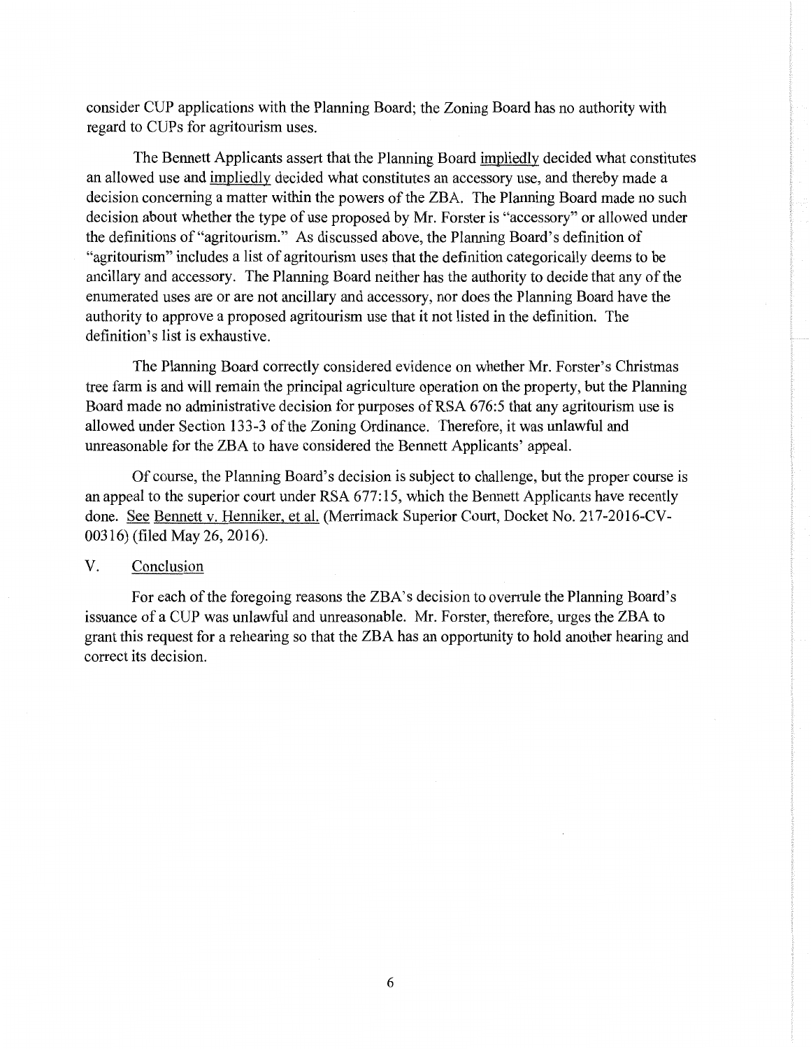consider CUP applications with the Planning Board; the Zoning Board has no authority with regard to CUPs for agritourism uses.

The Bennett Applicants assert that the Planning Board impliedly decided what constitutes an allowed use and impliedly decided what constitutes an accessory use, and thereby made a decision concerning a matter within the powers of the ZBA. The Planning Board made no such decision about whether the type of use proposed by Mr. Forster is "accessory" or allowed under the definitions of "agritourism." As discussed above, the Planning Board's definition of "agritourism" includes a list of agritourism uses that the definition categorically deems to be ancillary and accessory. The Planning Board neither has the authority to decide that any of the enumerated uses are or are not ancillary and accessory, nor does the Planning Board have the authority to approve a proposed agritourism use that it not listed in the definition. The definition's list is exhaustive.

The Planning Board correctly considered evidence on whether Mr. Forster's Christmas tree farm is and will remain the principal agriculture operation on the property, but the Planning Board made no administrative decision for purposes of RSA 676:5 that any agritourism use is allowed under Section 133-3 of the Zoning Ordinance. Therefore, it was unlawful and unreasonable for the ZBA to have considered the Bennett Applicants' appeal.

Of course, the Planning Board's decision is subject to challenge, but the proper course is an appeal to the superior court under RSA 677:15, which the Bennett Applicants have recently done. See Bennett v. Henniker, et al. (Merrimack Superior Court, Docket No. 217-2016-CV-00316) (filed May 26, 2016).

## V. Conclusion

For each of the foregoing reasons the ZBA's decision to overrule the Planning Board's issuance of a CUP was unlawful and unreasonable. Mr. Forster, therefore, urges the ZBA to grant this request for a rehearing so that the ZBA has an opportunity to hold another hearing and correct its decision.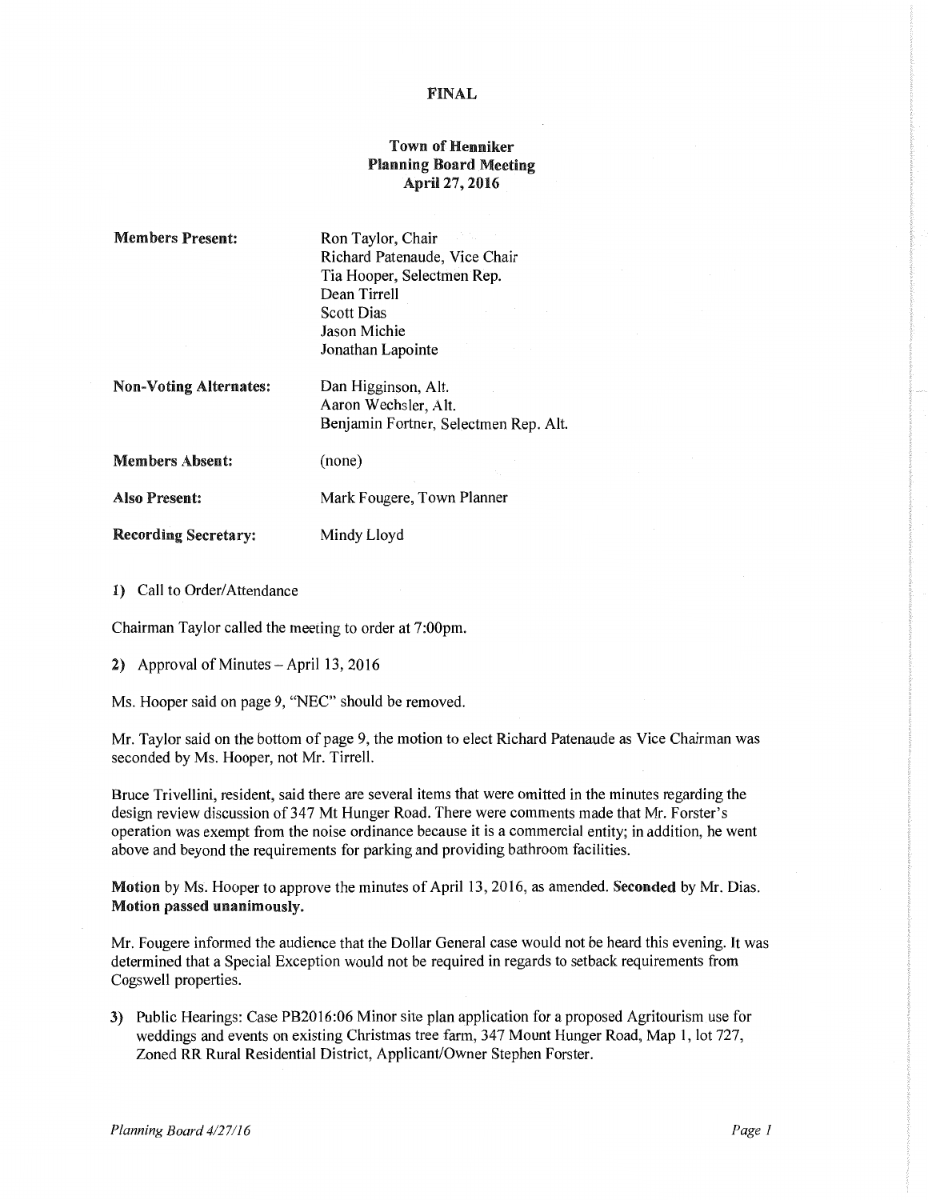**FINAL**

**Town of Henniker**
**Planning Board Meeting**
**April 27, 2016**

| | |
|---|---|
| **Members Present:** | Ron Taylor, Chair<br>Richard Patenaude, Vice Chair<br>Tia Hooper, Selectmen Rep.<br>Dean Tirrell<br>Scott Dias<br>Jason Michie<br>Jonathan Lapointe |
| **Non-Voting Alternates:** | Dan Higginson, Alt.<br>Aaron Wechsler, Alt.<br>Benjamin Fortner, Selectmen Rep. Alt. |
| **Members Absent:** | (none) |
| **Also Present:** | Mark Fougere, Town Planner |
| **Recording Secretary:** | Mindy Lloyd |

1) Call to Order/Attendance

Chairman Taylor called the meeting to order at 7:00pm.

2) Approval of Minutes – April 13, 2016

Ms. Hooper said on page 9, "NEC" should be removed.

Mr. Taylor said on the bottom of page 9, the motion to elect Richard Patenaude as Vice Chairman was seconded by Ms. Hooper, not Mr. Tirrell.

Bruce Trivellini, resident, said there are several items that were omitted in the minutes regarding the design review discussion of 347 Mt Hunger Road. There were comments made that Mr. Forster's operation was exempt from the noise ordinance because it is a commercial entity; in addition, he went above and beyond the requirements for parking and providing bathroom facilities.

**Motion** by Ms. Hooper to approve the minutes of April 13, 2016, as amended. **Seconded** by Mr. Dias. **Motion passed unanimously.**

Mr. Fougere informed the audience that the Dollar General case would not be heard this evening. It was determined that a Special Exception would not be required in regards to setback requirements from Cogswell properties.

3) Public Hearings: Case PB2016:06 Minor site plan application for a proposed Agritourism use for weddings and events on existing Christmas tree farm, 347 Mount Hunger Road, Map 1, lot 727, Zoned RR Rural Residential District, Applicant/Owner Stephen Forster.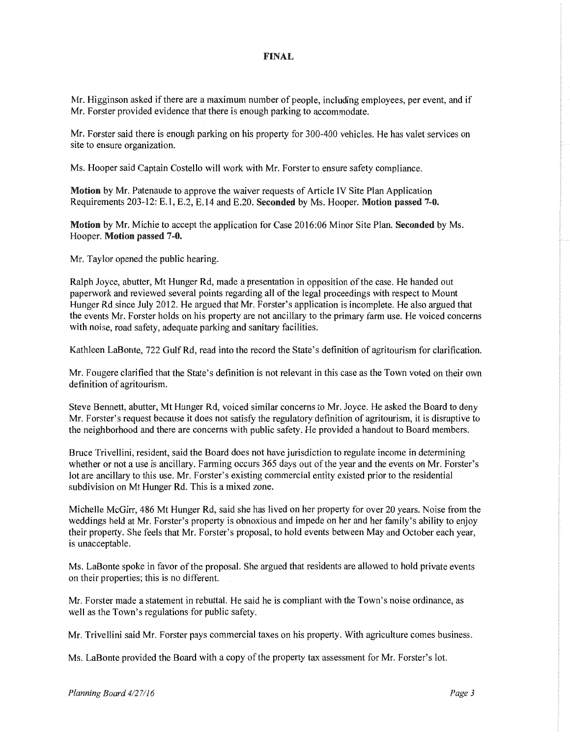**FINAL**

Mr. Higginson asked if there are a maximum number of people, including employees, per event, and if Mr. Forster provided evidence that there is enough parking to accommodate.

Mr. Forster said there is enough parking on his property for 300-400 vehicles. He has valet services on site to ensure organization.

Ms. Hooper said Captain Costello will work with Mr. Forster to ensure safety compliance.

**Motion** by Mr. Patenaude to approve the waiver requests of Article IV Site Plan Application Requirements 203-12: E.1, E.2, E.14 and E.20. **Seconded** by Ms. Hooper. **Motion passed 7-0.**

**Motion** by Mr. Michie to accept the application for Case 2016:06 Minor Site Plan. **Seconded** by Ms. Hooper. **Motion passed 7-0.**

Mr. Taylor opened the public hearing.

Ralph Joyce, abutter, Mt Hunger Rd, made a presentation in opposition of the case. He handed out paperwork and reviewed several points regarding all of the legal proceedings with respect to Mount Hunger Rd since July 2012. He argued that Mr. Forster's application is incomplete. He also argued that the events Mr. Forster holds on his property are not ancillary to the primary farm use. He voiced concerns with noise, road safety, adequate parking and sanitary facilities.

Kathleen LaBonte, 722 Gulf Rd, read into the record the State's definition of agritourism for clarification.

Mr. Fougere clarified that the State's definition is not relevant in this case as the Town voted on their own definition of agritourism.

Steve Bennett, abutter, Mt Hunger Rd, voiced similar concerns to Mr. Joyce. He asked the Board to deny Mr. Forster's request because it does not satisfy the regulatory definition of agritourism, it is disruptive to the neighborhood and there are concerns with public safety. He provided a handout to Board members.

Bruce Trivellini, resident, said the Board does not have jurisdiction to regulate income in determining whether or not a use is ancillary. Farming occurs 365 days out of the year and the events on Mr. Forster's lot are ancillary to this use. Mr. Forster's existing commercial entity existed prior to the residential subdivision on Mt Hunger Rd. This is a mixed zone.

Michelle McGirr, 486 Mt Hunger Rd, said she has lived on her property for over 20 years. Noise from the weddings held at Mr. Forster's property is obnoxious and impede on her and her family's ability to enjoy their property. She feels that Mr. Forster's proposal, to hold events between May and October each year, is unacceptable.

Ms. LaBonte spoke in favor of the proposal. She argued that residents are allowed to hold private events on their properties; this is no different.

Mr. Forster made a statement in rebuttal. He said he is compliant with the Town's noise ordinance, as well as the Town's regulations for public safety.

Mr. Trivellini said Mr. Forster pays commercial taxes on his property. With agriculture comes business.

Ms. LaBonte provided the Board with a copy of the property tax assessment for Mr. Forster's lot.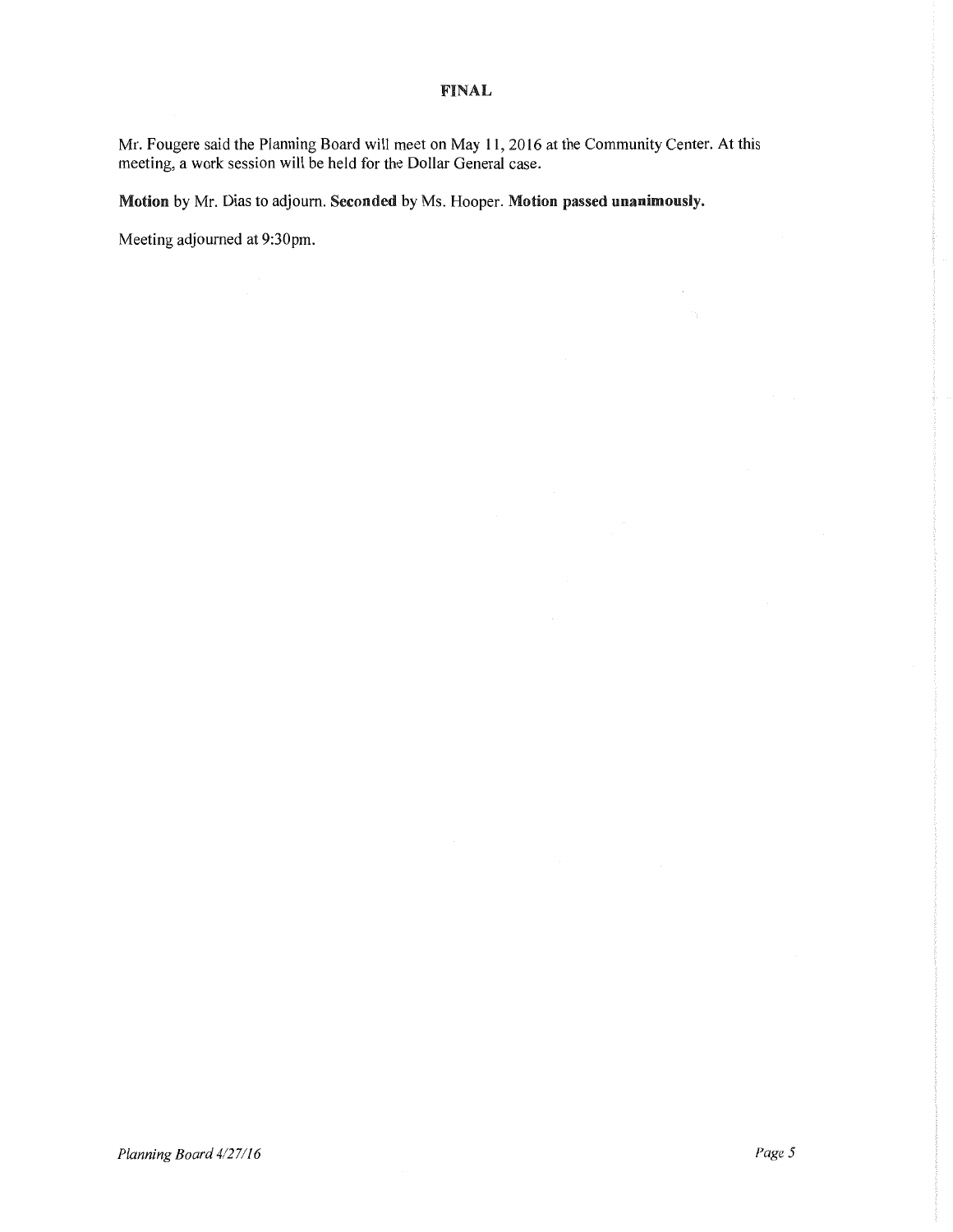**FINAL**

Mr. Fougere said the Planning Board will meet on May 11, 2016 at the Community Center. At this meeting, a work session will be held for the Dollar General case.

**Motion** by Mr. Dias to adjourn. **Seconded** by Ms. Hooper. **Motion passed unanimously.**

Meeting adjourned at 9:30pm.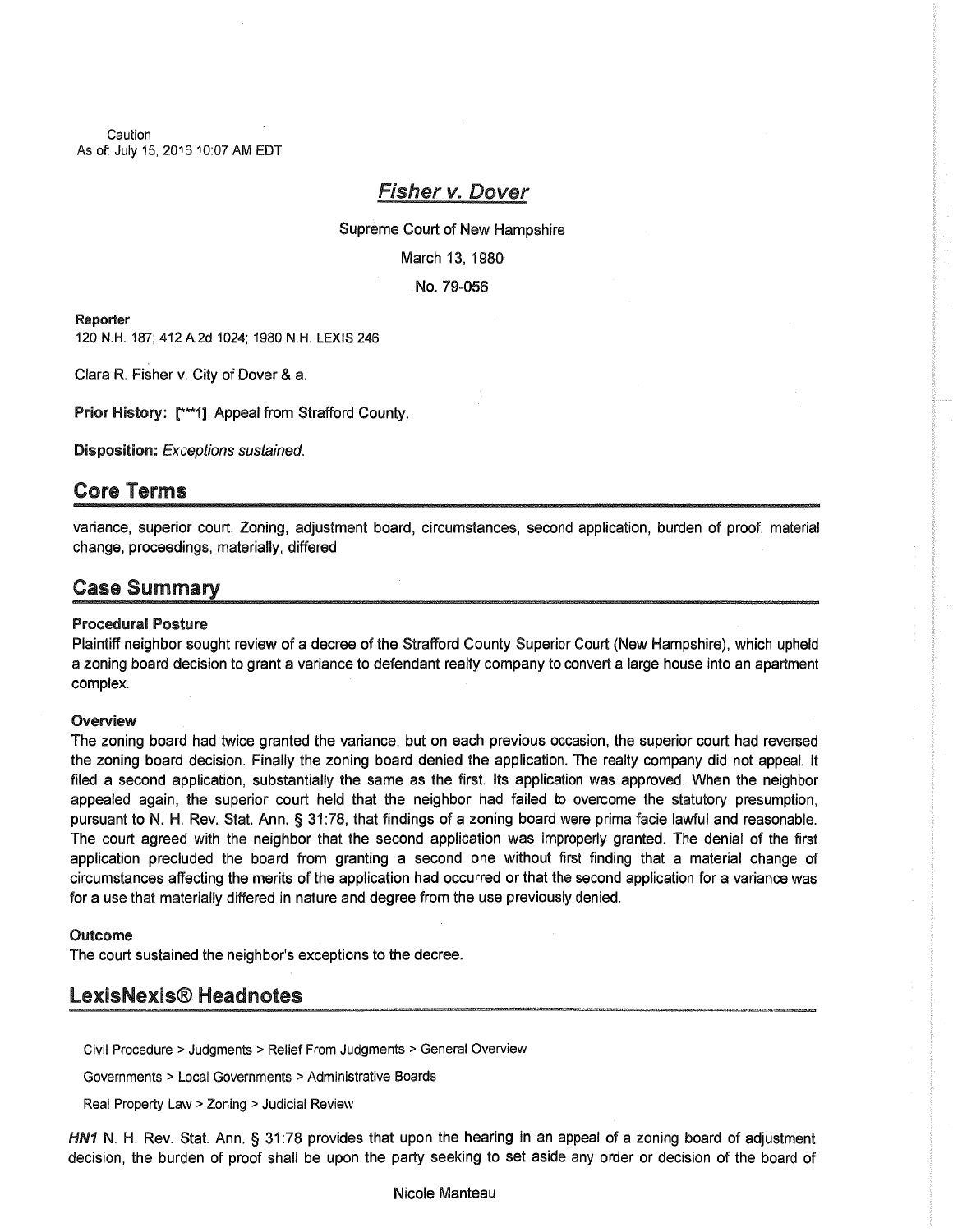Caution
As of: July 15, 2016 10:07 AM EDT

# *Fisher v. Dover*

Supreme Court of New Hampshire

March 13, 1980

No. 79-056

**Reporter**

120 N.H. 187; 412 A.2d 1024; 1980 N.H. LEXIS 246

Clara R. Fisher v. City of Dover & a.

**Prior History:** [***1] Appeal from Strafford County.

**Disposition:** *Exceptions sustained.*

## Core Terms

variance, superior court, Zoning, adjustment board, circumstances, second application, burden of proof, material change, proceedings, materially, differed

## Case Summary

### Procedural Posture

Plaintiff neighbor sought review of a decree of the Strafford County Superior Court (New Hampshire), which upheld a zoning board decision to grant a variance to defendant realty company to convert a large house into an apartment complex.

### Overview

The zoning board had twice granted the variance, but on each previous occasion, the superior court had reversed the zoning board decision. Finally the zoning board denied the application. The realty company did not appeal. It filed a second application, substantially the same as the first. Its application was approved. When the neighbor appealed again, the superior court held that the neighbor had failed to overcome the statutory presumption, pursuant to N. H. Rev. Stat. Ann. § 31:78, that findings of a zoning board were prima facie lawful and reasonable. The court agreed with the neighbor that the second application was improperly granted. The denial of the first application precluded the board from granting a second one without first finding that a material change of circumstances affecting the merits of the application had occurred or that the second application for a variance was for a use that materially differed in nature and degree from the use previously denied.

### Outcome

The court sustained the neighbor's exceptions to the decree.

## LexisNexis® Headnotes

Civil Procedure > Judgments > Relief From Judgments > General Overview

Governments > Local Governments > Administrative Boards

Real Property Law > Zoning > Judicial Review

***HN1*** N. H. Rev. Stat. Ann. § 31:78 provides that upon the hearing in an appeal of a zoning board of adjustment decision, the burden of proof shall be upon the party seeking to set aside any order or decision of the board of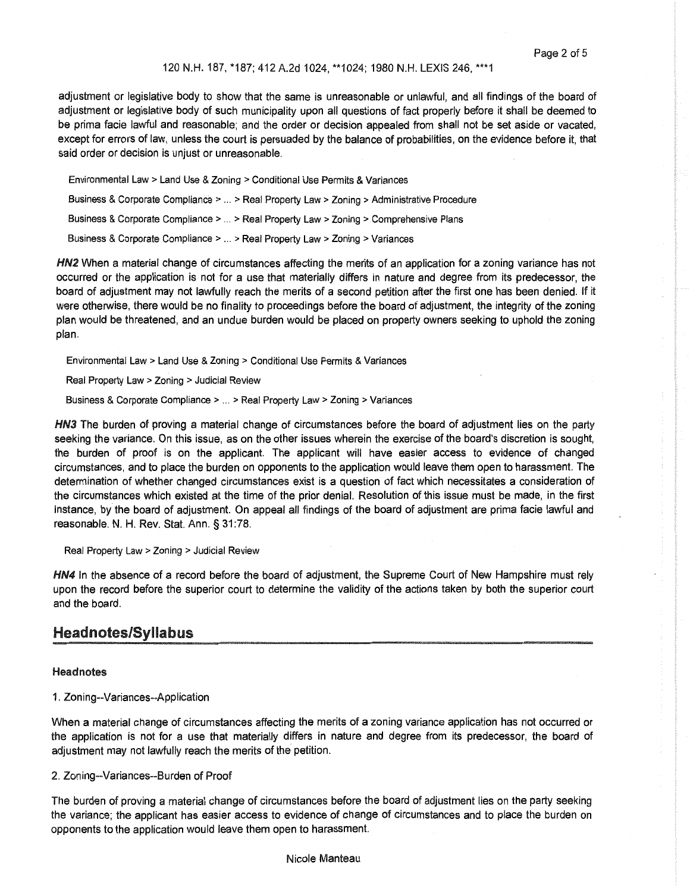adjustment or legislative body to show that the same is unreasonable or unlawful, and all findings of the board of adjustment or legislative body of such municipality upon all questions of fact properly before it shall be deemed to be prima facie lawful and reasonable; and the order or decision appealed from shall not be set aside or vacated, except for errors of law, unless the court is persuaded by the balance of probabilities, on the evidence before it, that said order or decision is unjust or unreasonable.

Environmental Law > Land Use & Zoning > Conditional Use Permits & Variances

Business & Corporate Compliance > ... > Real Property Law > Zoning > Administrative Procedure

Business & Corporate Compliance > ... > Real Property Law > Zoning > Comprehensive Plans

Business & Corporate Compliance > ... > Real Property Law > Zoning > Variances

***HN2*** When a material change of circumstances affecting the merits of an application for a zoning variance has not occurred or the application is not for a use that materially differs in nature and degree from its predecessor, the board of adjustment may not lawfully reach the merits of a second petition after the first one has been denied. If it were otherwise, there would be no finality to proceedings before the board of adjustment, the integrity of the zoning plan would be threatened, and an undue burden would be placed on property owners seeking to uphold the zoning plan.

Environmental Law > Land Use & Zoning > Conditional Use Permits & Variances

Real Property Law > Zoning > Judicial Review

Business & Corporate Compliance > ... > Real Property Law > Zoning > Variances

***HN3*** The burden of proving a material change of circumstances before the board of adjustment lies on the party seeking the variance. On this issue, as on the other issues wherein the exercise of the board's discretion is sought, the burden of proof is on the applicant. The applicant will have easier access to evidence of changed circumstances, and to place the burden on opponents to the application would leave them open to harassment. The determination of whether changed circumstances exist is a question of fact which necessitates a consideration of the circumstances which existed at the time of the prior denial. Resolution of this issue must be made, in the first instance, by the board of adjustment. On appeal all findings of the board of adjustment are prima facie lawful and reasonable. N. H. Rev. Stat. Ann. § 31:78.

Real Property Law > Zoning > Judicial Review

***HN4*** In the absence of a record before the board of adjustment, the Supreme Court of New Hampshire must rely upon the record before the superior court to determine the validity of the actions taken by both the superior court and the board.

## Headnotes/Syllabus

### Headnotes

1. Zoning--Variances--Application

When a material change of circumstances affecting the merits of a zoning variance application has not occurred or the application is not for a use that materially differs in nature and degree from its predecessor, the board of adjustment may not lawfully reach the merits of the petition.

2. Zoning--Variances--Burden of Proof

The burden of proving a material change of circumstances before the board of adjustment lies on the party seeking the variance; the applicant has easier access to evidence of change of circumstances and to place the burden on opponents to the application would leave them open to harassment.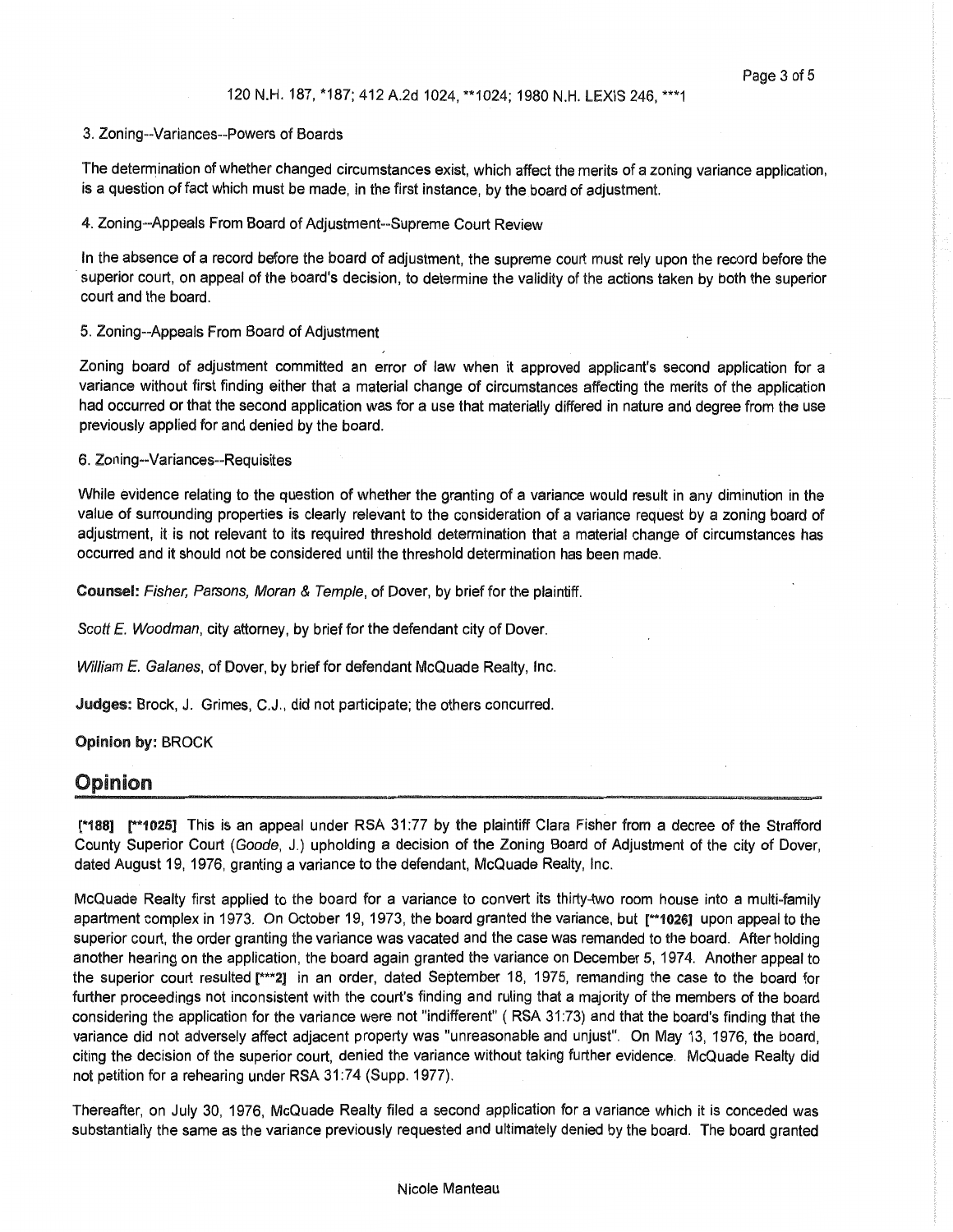3. Zoning--Variances--Powers of Boards

The determination of whether changed circumstances exist, which affect the merits of a zoning variance application, is a question of fact which must be made, in the first instance, by the board of adjustment.

4. Zoning--Appeals From Board of Adjustment--Supreme Court Review

In the absence of a record before the board of adjustment, the supreme court must rely upon the record before the superior court, on appeal of the board's decision, to determine the validity of the actions taken by both the superior court and the board.

5. Zoning--Appeals From Board of Adjustment

Zoning board of adjustment committed an error of law when it approved applicant's second application for a variance without first finding either that a material change of circumstances affecting the merits of the application had occurred or that the second application was for a use that materially differed in nature and degree from the use previously applied for and denied by the board.

6. Zoning--Variances--Requisites

While evidence relating to the question of whether the granting of a variance would result in any diminution in the value of surrounding properties is clearly relevant to the consideration of a variance request by a zoning board of adjustment, it is not relevant to its required threshold determination that a material change of circumstances has occurred and it should not be considered until the threshold determination has been made.

**Counsel:** *Fisher, Parsons, Moran & Temple*, of Dover, by brief for the plaintiff.

*Scott E. Woodman*, city attorney, by brief for the defendant city of Dover.

*William E. Galanes*, of Dover, by brief for defendant McQuade Realty, Inc.

**Judges:** Brock, J. Grimes, C.J., did not participate; the others concurred.

**Opinion by:** BROCK

## Opinion

[*188] [**1025] This is an appeal under RSA 31:77 by the plaintiff Clara Fisher from a decree of the Strafford County Superior Court (*Goode*, J.) upholding a decision of the Zoning Board of Adjustment of the city of Dover, dated August 19, 1976, granting a variance to the defendant, McQuade Realty, Inc.

McQuade Realty first applied to the board for a variance to convert its thirty-two room house into a multi-family apartment complex in 1973. On October 19, 1973, the board granted the variance, but [**1026] upon appeal to the superior court, the order granting the variance was vacated and the case was remanded to the board. After holding another hearing on the application, the board again granted the variance on December 5, 1974. Another appeal to the superior court resulted [***2] in an order, dated September 18, 1975, remanding the case to the board for further proceedings not inconsistent with the court's finding and ruling that a majority of the members of the board considering the application for the variance were not "indifferent" ( RSA 31:73) and that the board's finding that the variance did not adversely affect adjacent property was "unreasonable and unjust". On May 13, 1976, the board, citing the decision of the superior court, denied the variance without taking further evidence. McQuade Realty did not petition for a rehearing under RSA 31:74 (Supp. 1977).

Thereafter, on July 30, 1976, McQuade Realty filed a second application for a variance which it is conceded was substantially the same as the variance previously requested and ultimately denied by the board. The board granted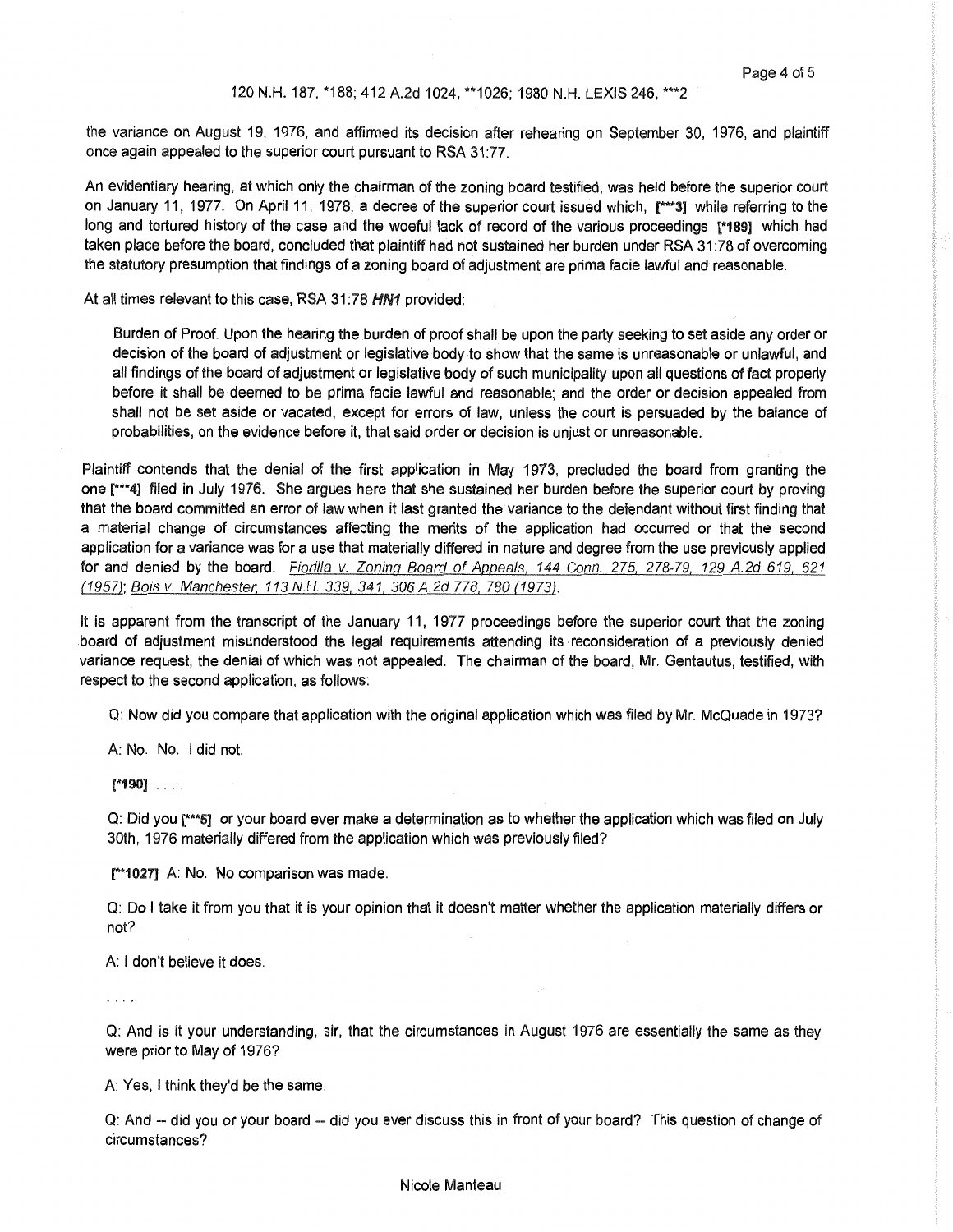the variance on August 19, 1976, and affirmed its decision after rehearing on September 30, 1976, and plaintiff once again appealed to the superior court pursuant to RSA 31:77.

An evidentiary hearing, at which only the chairman of the zoning board testified, was held before the superior court on January 11, 1977. On April 11, 1978, a decree of the superior court issued which, [***3] while referring to the long and tortured history of the case and the woeful lack of record of the various proceedings [*189] which had taken place before the board, concluded that plaintiff had not sustained her burden under RSA 31:78 of overcoming the statutory presumption that findings of a zoning board of adjustment are prima facie lawful and reasonable.

At all times relevant to this case, RSA 31:78 ***HN1*** provided:

> Burden of Proof. Upon the hearing the burden of proof shall be upon the party seeking to set aside any order or decision of the board of adjustment or legislative body to show that the same is unreasonable or unlawful, and all findings of the board of adjustment or legislative body of such municipality upon all questions of fact properly before it shall be deemed to be prima facie lawful and reasonable; and the order or decision appealed from shall not be set aside or vacated, except for errors of law, unless the court is persuaded by the balance of probabilities, on the evidence before it, that said order or decision is unjust or unreasonable.

Plaintiff contends that the denial of the first application in May 1973, precluded the board from granting the one [***4] filed in July 1976. She argues here that she sustained her burden before the superior court by proving that the board committed an error of law when it last granted the variance to the defendant without first finding that a material change of circumstances affecting the merits of the application had occurred or that the second application for a variance was for a use that materially differed in nature and degree from the use previously applied for and denied by the board. Fiorilla v. Zoning Board of Appeals, 144 Conn. 275, 278-79, 129 A.2d 619, 621 (1957); Bois v. Manchester, 113 N.H. 339, 341, 306 A.2d 778, 780 (1973).

It is apparent from the transcript of the January 11, 1977 proceedings before the superior court that the zoning board of adjustment misunderstood the legal requirements attending its reconsideration of a previously denied variance request, the denial of which was not appealed. The chairman of the board, Mr. Gentautus, testified, with respect to the second application, as follows:

> Q: Now did you compare that application with the original application which was filed by Mr. McQuade in 1973?
>
> A: No. No. I did not.
>
> [*190] . . . .
>
> Q: Did you [***5] or your board ever make a determination as to whether the application which was filed on July 30th, 1976 materially differed from the application which was previously filed?
>
> [**1027] A: No. No comparison was made.
>
> Q: Do I take it from you that it is your opinion that it doesn't matter whether the application materially differs or not?
>
> A: I don't believe it does.
>
> . . . .
>
> Q: And is it your understanding, sir, that the circumstances in August 1976 are essentially the same as they were prior to May of 1976?
>
> A: Yes, I think they'd be the same.
>
> Q: And -- did you or your board -- did you ever discuss this in front of your board? This question of change of circumstances?

Nicole Manteau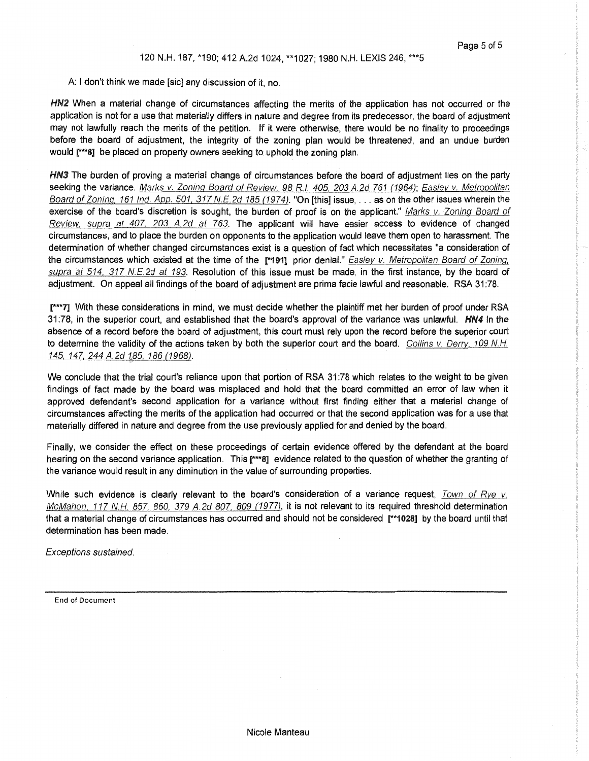A: I don't think we made [sic] any discussion of it, no.

**HN2** When a material change of circumstances affecting the merits of the application has not occurred or the application is not for a use that materially differs in nature and degree from its predecessor, the board of adjustment may not lawfully reach the merits of the petition. If it were otherwise, there would be no finality to proceedings before the board of adjustment, the integrity of the zoning plan would be threatened, and an undue burden would [***6] be placed on property owners seeking to uphold the zoning plan.

**HN3** The burden of proving a material change of circumstances before the board of adjustment lies on the party seeking the variance. *Marks v. Zoning Board of Review, 98 R.I. 405, 203 A.2d 761 (1964)*; *Easley v. Metropolitan Board of Zoning, 161 Ind. App. 501, 317 N.E.2d 185 (1974)*. "On [this] issue, . . . as on the other issues wherein the exercise of the board's discretion is sought, the burden of proof is on the applicant." *Marks v. Zoning Board of Review, supra at 407, 203 A.2d at 763*. The applicant will have easier access to evidence of changed circumstances, and to place the burden on opponents to the application would leave them open to harassment. The determination of whether changed circumstances exist is a question of fact which necessitates "a consideration of the circumstances which existed at the time of the [*191] prior denial." *Easley v. Metropolitan Board of Zoning, supra at 514, 317 N.E.2d at 193*. Resolution of this issue must be made, in the first instance, by the board of adjustment. On appeal all findings of the board of adjustment are prima facie lawful and reasonable. RSA 31:78.

[***7] With these considerations in mind, we must decide whether the plaintiff met her burden of proof under RSA 31:78, in the superior court, and established that the board's approval of the variance was unlawful. **HN4** In the absence of a record before the board of adjustment, this court must rely upon the record before the superior court to determine the validity of the actions taken by both the superior court and the board. *Collins v. Derry, 109 N.H. 145, 147, 244 A.2d 185, 186 (1968)*.

We conclude that the trial court's reliance upon that portion of RSA 31:78 which relates to the weight to be given findings of fact made by the board was misplaced and hold that the board committed an error of law when it approved defendant's second application for a variance without first finding either that a material change of circumstances affecting the merits of the application had occurred or that the second application was for a use that materially differed in nature and degree from the use previously applied for and denied by the board.

Finally, we consider the effect on these proceedings of certain evidence offered by the defendant at the board hearing on the second variance application. This [***8] evidence related to the question of whether the granting of the variance would result in any diminution in the value of surrounding properties.

While such evidence is clearly relevant to the board's consideration of a variance request, *Town of Rye v. McMahon, 117 N.H. 857, 860, 379 A.2d 807, 809 (1977)*, it is not relevant to its required threshold determination that a material change of circumstances has occurred and should not be considered [**1028] by the board until that determination has been made.

*Exceptions sustained.*

---

End of Document

Nicole Manteau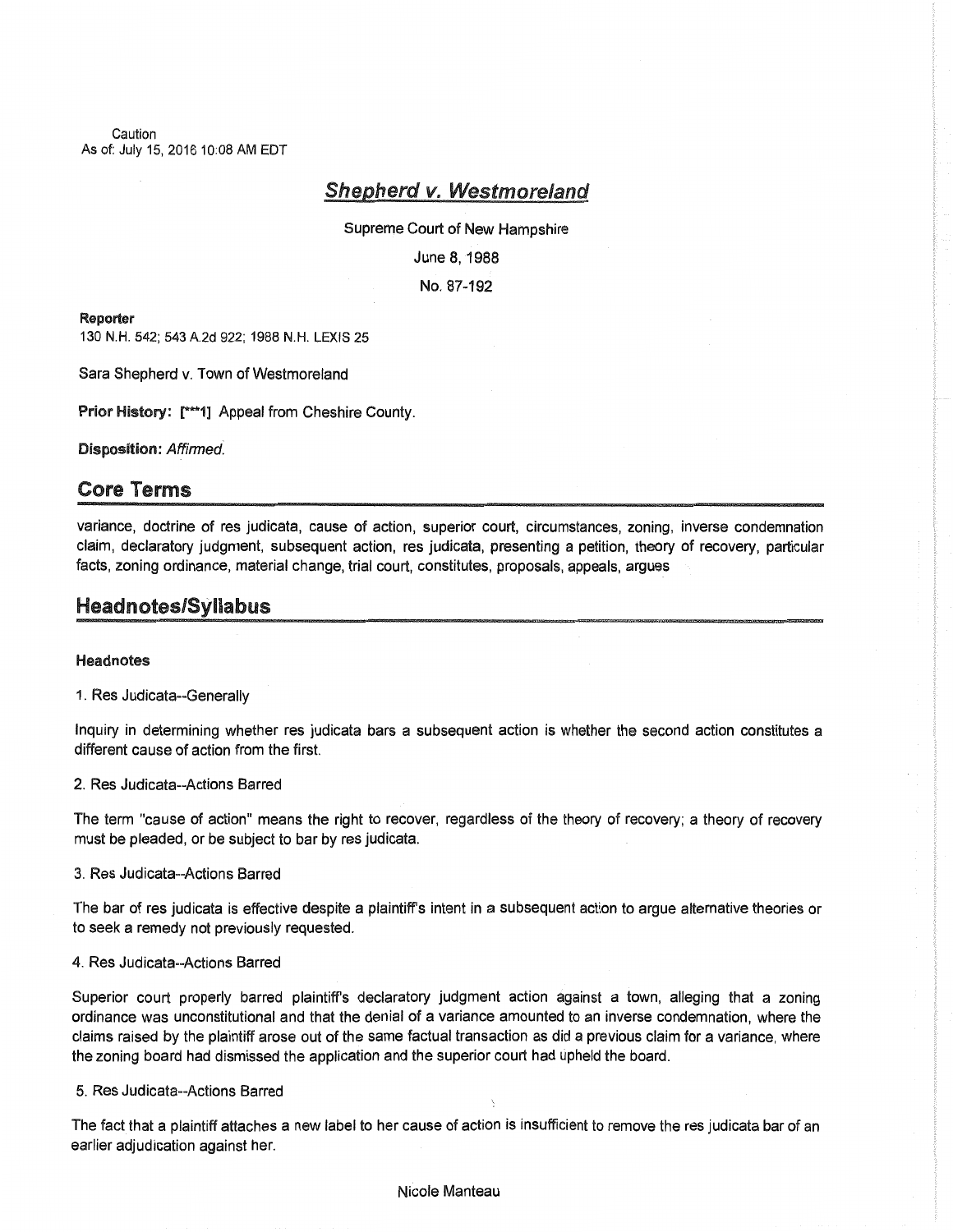Caution
As of: July 15, 2016 10:08 AM EDT

# Shepherd v. Westmoreland

Supreme Court of New Hampshire

June 8, 1988

No. 87-192

**Reporter**

130 N.H. 542; 543 A.2d 922; 1988 N.H. LEXIS 25

Sara Shepherd v. Town of Westmoreland

**Prior History:** [***1] Appeal from Cheshire County.

**Disposition:** *Affirmed.*

## Core Terms

variance, doctrine of res judicata, cause of action, superior court, circumstances, zoning, inverse condemnation claim, declaratory judgment, subsequent action, res judicata, presenting a petition, theory of recovery, particular facts, zoning ordinance, material change, trial court, constitutes, proposals, appeals, argues

## Headnotes/Syllabus

### Headnotes

1. Res Judicata--Generally

Inquiry in determining whether res judicata bars a subsequent action is whether the second action constitutes a different cause of action from the first.

2. Res Judicata--Actions Barred

The term "cause of action" means the right to recover, regardless of the theory of recovery; a theory of recovery must be pleaded, or be subject to bar by res judicata.

3. Res Judicata--Actions Barred

The bar of res judicata is effective despite a plaintiff's intent in a subsequent action to argue alternative theories or to seek a remedy not previously requested.

4. Res Judicata--Actions Barred

Superior court properly barred plaintiff's declaratory judgment action against a town, alleging that a zoning ordinance was unconstitutional and that the denial of a variance amounted to an inverse condemnation, where the claims raised by the plaintiff arose out of the same factual transaction as did a previous claim for a variance, where the zoning board had dismissed the application and the superior court had upheld the board.

5. Res Judicata--Actions Barred

The fact that a plaintiff attaches a new label to her cause of action is insufficient to remove the res judicata bar of an earlier adjudication against her.

Nicole Manteau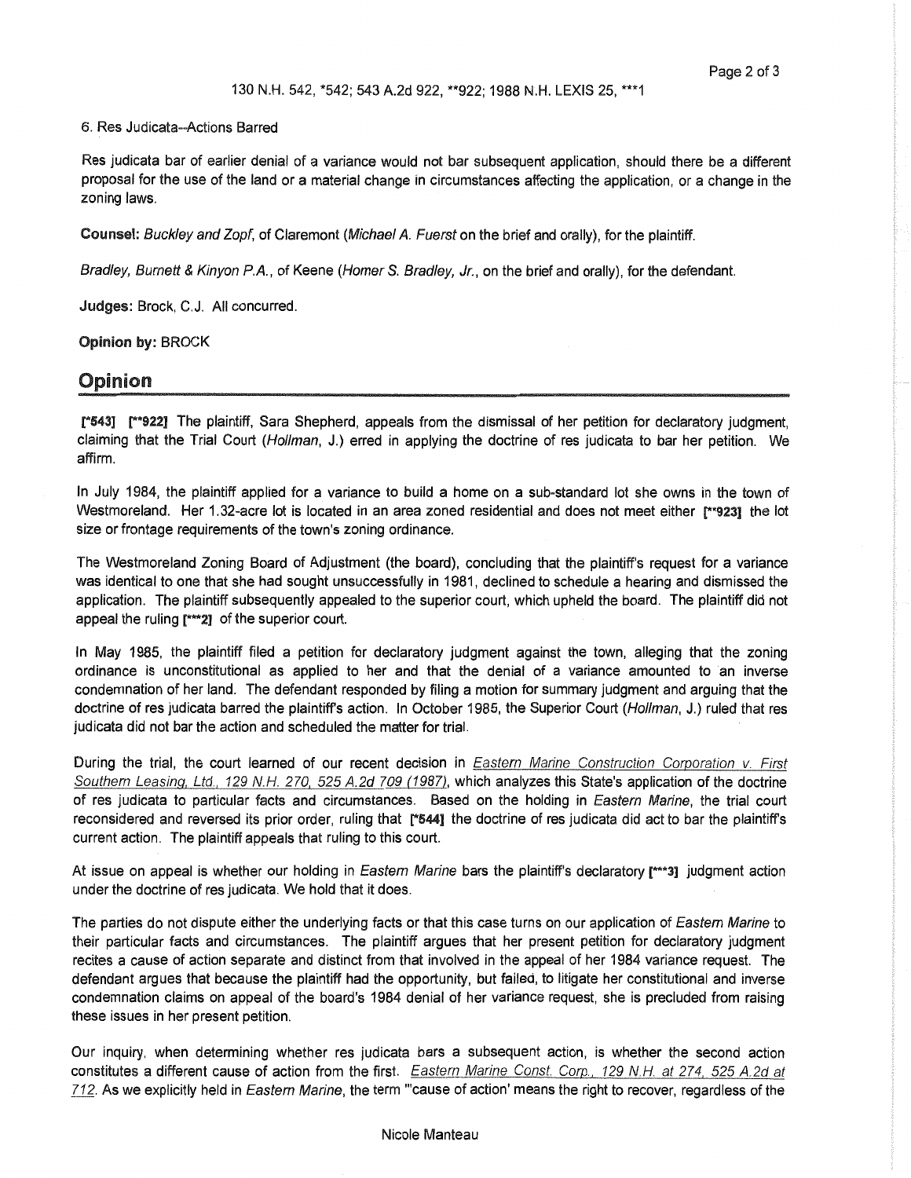6. Res Judicata--Actions Barred

Res judicata bar of earlier denial of a variance would not bar subsequent application, should there be a different proposal for the use of the land or a material change in circumstances affecting the application, or a change in the zoning laws.

**Counsel:** *Buckley and Zopf*, of Claremont (*Michael A. Fuerst* on the brief and orally), for the plaintiff.

*Bradley, Burnett & Kinyon P.A.*, of Keene (*Homer S. Bradley, Jr.*, on the brief and orally), for the defendant.

**Judges:** Brock, C.J. All concurred.

**Opinion by:** BROCK

## Opinion

**[*543] [**922]** The plaintiff, Sara Shepherd, appeals from the dismissal of her petition for declaratory judgment, claiming that the Trial Court (*Hollman*, J.) erred in applying the doctrine of res judicata to bar her petition. We affirm.

In July 1984, the plaintiff applied for a variance to build a home on a sub-standard lot she owns in the town of Westmoreland. Her 1.32-acre lot is located in an area zoned residential and does not meet either **[**923]** the lot size or frontage requirements of the town's zoning ordinance.

The Westmoreland Zoning Board of Adjustment (the board), concluding that the plaintiff's request for a variance was identical to one that she had sought unsuccessfully in 1981, declined to schedule a hearing and dismissed the application. The plaintiff subsequently appealed to the superior court, which upheld the board. The plaintiff did not appeal the ruling **[***2]** of the superior court.

In May 1985, the plaintiff filed a petition for declaratory judgment against the town, alleging that the zoning ordinance is unconstitutional as applied to her and that the denial of a variance amounted to an inverse condemnation of her land. The defendant responded by filing a motion for summary judgment and arguing that the doctrine of res judicata barred the plaintiff's action. In October 1985, the Superior Court (*Hollman*, J.) ruled that res judicata did not bar the action and scheduled the matter for trial.

During the trial, the court learned of our recent decision in *Eastern Marine Construction Corporation v. First Southern Leasing, Ltd., 129 N.H. 270, 525 A.2d 709 (1987)*, which analyzes this State's application of the doctrine of res judicata to particular facts and circumstances. Based on the holding in *Eastern Marine*, the trial court reconsidered and reversed its prior order, ruling that **[*544]** the doctrine of res judicata did act to bar the plaintiff's current action. The plaintiff appeals that ruling to this court.

At issue on appeal is whether our holding in *Eastern Marine* bars the plaintiff's declaratory **[***3]** judgment action under the doctrine of res judicata. We hold that it does.

The parties do not dispute either the underlying facts or that this case turns on our application of *Eastern Marine* to their particular facts and circumstances. The plaintiff argues that her present petition for declaratory judgment recites a cause of action separate and distinct from that involved in the appeal of her 1984 variance request. The defendant argues that because the plaintiff had the opportunity, but failed, to litigate her constitutional and inverse condemnation claims on appeal of the board's 1984 denial of her variance request, she is precluded from raising these issues in her present petition.

Our inquiry, when determining whether res judicata bars a subsequent action, is whether the second action constitutes a different cause of action from the first. *Eastern Marine Const. Corp., 129 N.H. at 274, 525 A.2d at 712*. As we explicitly held in *Eastern Marine*, the term "'cause of action' means the right to recover, regardless of the

Nicole Manteau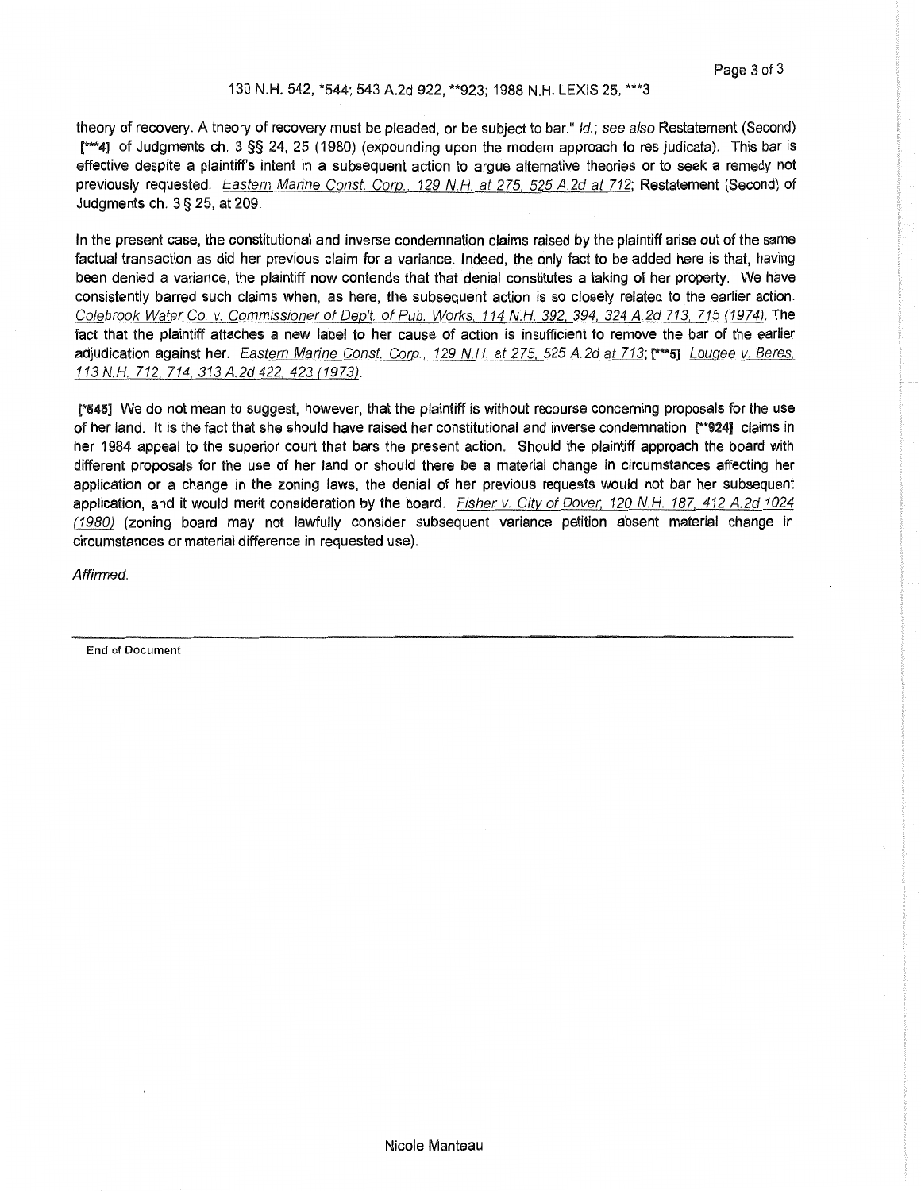theory of recovery. A theory of recovery must be pleaded, or be subject to bar." *Id.*; *see also* Restatement (Second) [***4] of Judgments ch. 3 §§ 24, 25 (1980) (expounding upon the modern approach to res judicata). This bar is effective despite a plaintiff's intent in a subsequent action to argue alternative theories or to seek a remedy not previously requested. *Eastern Marine Const. Corp., 129 N.H. at 275, 525 A.2d at 712*; Restatement (Second) of Judgments ch. 3 § 25, at 209.

In the present case, the constitutional and inverse condemnation claims raised by the plaintiff arise out of the same factual transaction as did her previous claim for a variance. Indeed, the only fact to be added here is that, having been denied a variance, the plaintiff now contends that that denial constitutes a taking of her property. We have consistently barred such claims when, as here, the subsequent action is so closely related to the earlier action. *Colebrook Water Co. v. Commissioner of Dep't. of Pub. Works, 114 N.H. 392, 394, 324 A.2d 713, 715 (1974)*. The fact that the plaintiff attaches a new label to her cause of action is insufficient to remove the bar of the earlier adjudication against her. *Eastern Marine Const. Corp., 129 N.H. at 275, 525 A.2d at 713*; [***5] *Lougee v. Beres, 113 N.H. 712, 714, 313 A.2d 422, 423 (1973)*.

[*545] We do not mean to suggest, however, that the plaintiff is without recourse concerning proposals for the use of her land. It is the fact that she should have raised her constitutional and inverse condemnation [**924] claims in her 1984 appeal to the superior court that bars the present action. Should the plaintiff approach the board with different proposals for the use of her land or should there be a material change in circumstances affecting her application or a change in the zoning laws, the denial of her previous requests would not bar her subsequent application, and it would merit consideration by the board. *Fisher v. City of Dover, 120 N.H. 187, 412 A.2d 1024 (1980)* (zoning board may not lawfully consider subsequent variance petition absent material change in circumstances or material difference in requested use).

*Affirmed.*

---

End of Document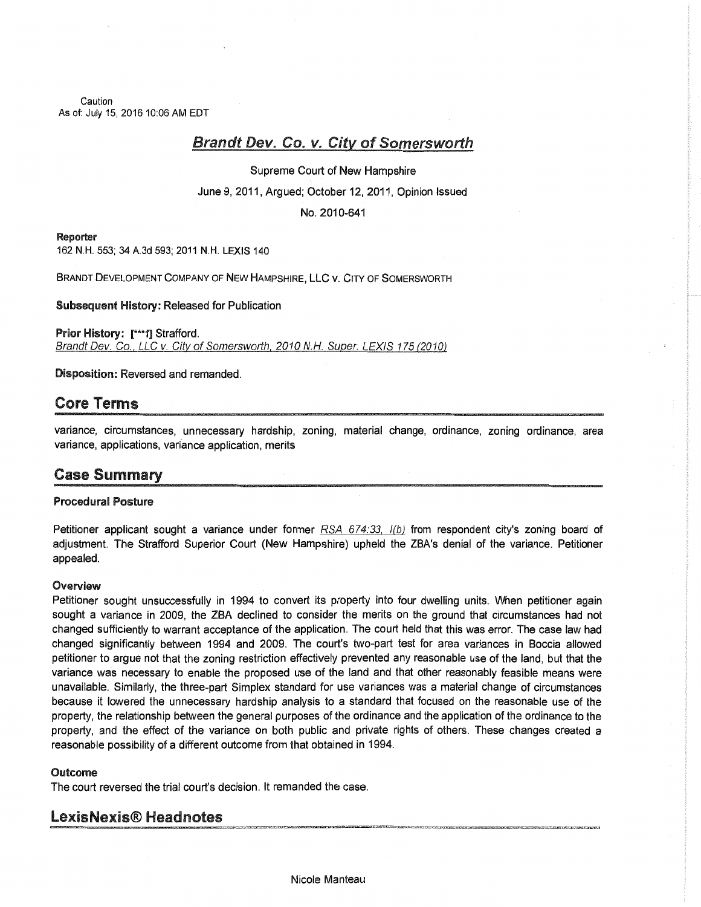Caution
As of: July 15, 2016 10:06 AM EDT

# Brandt Dev. Co. v. City of Somersworth

Supreme Court of New Hampshire

June 9, 2011, Argued; October 12, 2011, Opinion Issued

No. 2010-641

**Reporter**

162 N.H. 553; 34 A.3d 593; 2011 N.H. LEXIS 140

BRANDT DEVELOPMENT COMPANY OF NEW HAMPSHIRE, LLC v. CITY OF SOMERSWORTH

**Subsequent History:** Released for Publication

**Prior History:** [***1] Strafford.
Brandt Dev. Co., LLC v. City of Somersworth, 2010 N.H. Super. LEXIS 175 (2010)

**Disposition:** Reversed and remanded.

## Core Terms

variance, circumstances, unnecessary hardship, zoning, material change, ordinance, zoning ordinance, area variance, applications, variance application, merits

## Case Summary

### Procedural Posture

Petitioner applicant sought a variance under former RSA 674:33, I(b) from respondent city's zoning board of adjustment. The Strafford Superior Court (New Hampshire) upheld the ZBA's denial of the variance. Petitioner appealed.

### Overview

Petitioner sought unsuccessfully in 1994 to convert its property into four dwelling units. When petitioner again sought a variance in 2009, the ZBA declined to consider the merits on the ground that circumstances had not changed sufficiently to warrant acceptance of the application. The court held that this was error. The case law had changed significantly between 1994 and 2009. The court's two-part test for area variances in Boccia allowed petitioner to argue not that the zoning restriction effectively prevented any reasonable use of the land, but that the variance was necessary to enable the proposed use of the land and that other reasonably feasible means were unavailable. Similarly, the three-part Simplex standard for use variances was a material change of circumstances because it lowered the unnecessary hardship analysis to a standard that focused on the reasonable use of the property, the relationship between the general purposes of the ordinance and the application of the ordinance to the property, and the effect of the variance on both public and private rights of others. These changes created a reasonable possibility of a different outcome from that obtained in 1994.

### Outcome

The court reversed the trial court's decision. It remanded the case.

## LexisNexis® Headnotes

Nicole Manteau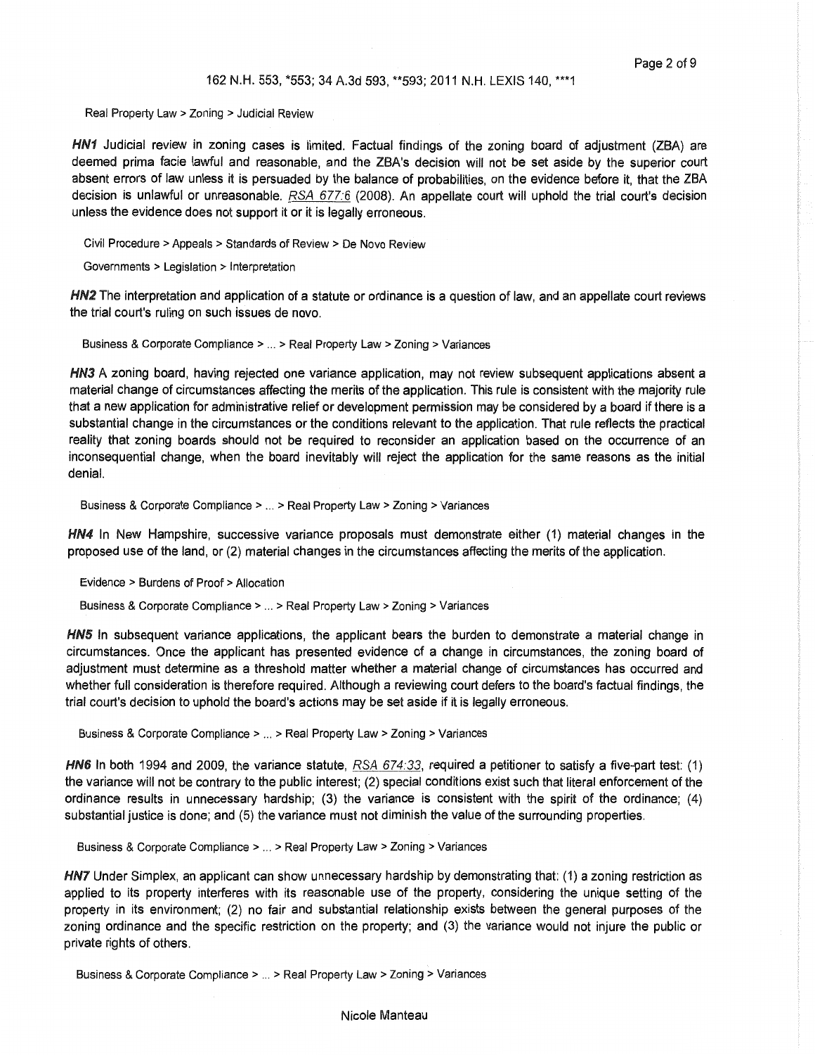Real Property Law > Zoning > Judicial Review

***HN1*** Judicial review in zoning cases is limited. Factual findings of the zoning board of adjustment (ZBA) are deemed prima facie lawful and reasonable, and the ZBA's decision will not be set aside by the superior court absent errors of law unless it is persuaded by the balance of probabilities, on the evidence before it, that the ZBA decision is unlawful or unreasonable. RSA 677:6 (2008). An appellate court will uphold the trial court's decision unless the evidence does not support it or it is legally erroneous.

Civil Procedure > Appeals > Standards of Review > De Novo Review

Governments > Legislation > Interpretation

***HN2*** The interpretation and application of a statute or ordinance is a question of law, and an appellate court reviews the trial court's ruling on such issues de novo.

Business & Corporate Compliance > ... > Real Property Law > Zoning > Variances

***HN3*** A zoning board, having rejected one variance application, may not review subsequent applications absent a material change of circumstances affecting the merits of the application. This rule is consistent with the majority rule that a new application for administrative relief or development permission may be considered by a board if there is a substantial change in the circumstances or the conditions relevant to the application. That rule reflects the practical reality that zoning boards should not be required to reconsider an application based on the occurrence of an inconsequential change, when the board inevitably will reject the application for the same reasons as the initial denial.

Business & Corporate Compliance > ... > Real Property Law > Zoning > Variances

***HN4*** In New Hampshire, successive variance proposals must demonstrate either (1) material changes in the proposed use of the land, or (2) material changes in the circumstances affecting the merits of the application.

Evidence > Burdens of Proof > Allocation

Business & Corporate Compliance > ... > Real Property Law > Zoning > Variances

***HN5*** In subsequent variance applications, the applicant bears the burden to demonstrate a material change in circumstances. Once the applicant has presented evidence of a change in circumstances, the zoning board of adjustment must determine as a threshold matter whether a material change of circumstances has occurred and whether full consideration is therefore required. Although a reviewing court defers to the board's factual findings, the trial court's decision to uphold the board's actions may be set aside if it is legally erroneous.

Business & Corporate Compliance > ... > Real Property Law > Zoning > Variances

***HN6*** In both 1994 and 2009, the variance statute, RSA 674:33, required a petitioner to satisfy a five-part test: (1) the variance will not be contrary to the public interest; (2) special conditions exist such that literal enforcement of the ordinance results in unnecessary hardship; (3) the variance is consistent with the spirit of the ordinance; (4) substantial justice is done; and (5) the variance must not diminish the value of the surrounding properties.

Business & Corporate Compliance > ... > Real Property Law > Zoning > Variances

***HN7*** Under Simplex, an applicant can show unnecessary hardship by demonstrating that: (1) a zoning restriction as applied to its property interferes with its reasonable use of the property, considering the unique setting of the property in its environment; (2) no fair and substantial relationship exists between the general purposes of the zoning ordinance and the specific restriction on the property; and (3) the variance would not injure the public or private rights of others.

Business & Corporate Compliance > ... > Real Property Law > Zoning > Variances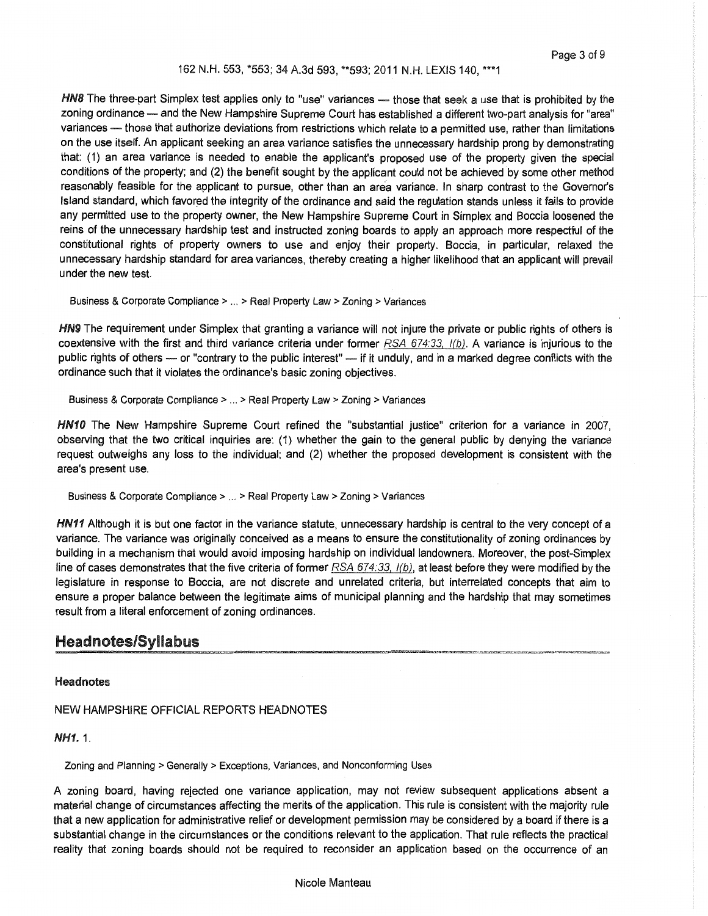***HN8*** The three-part Simplex test applies only to "use" variances — those that seek a use that is prohibited by the zoning ordinance — and the New Hampshire Supreme Court has established a different two-part analysis for "area" variances — those that authorize deviations from restrictions which relate to a permitted use, rather than limitations on the use itself. An applicant seeking an area variance satisfies the unnecessary hardship prong by demonstrating that: (1) an area variance is needed to enable the applicant's proposed use of the property given the special conditions of the property; and (2) the benefit sought by the applicant could not be achieved by some other method reasonably feasible for the applicant to pursue, other than an area variance. In sharp contrast to the Governor's Island standard, which favored the integrity of the ordinance and said the regulation stands unless it fails to provide any permitted use to the property owner, the New Hampshire Supreme Court in Simplex and Boccia loosened the reins of the unnecessary hardship test and instructed zoning boards to apply an approach more respectful of the constitutional rights of property owners to use and enjoy their property. Boccia, in particular, relaxed the unnecessary hardship standard for area variances, thereby creating a higher likelihood that an applicant will prevail under the new test.

Business & Corporate Compliance > ... > Real Property Law > Zoning > Variances

***HN9*** The requirement under Simplex that granting a variance will not injure the private or public rights of others is coextensive with the first and third variance criteria under former RSA 674:33, I(b). A variance is injurious to the public rights of others — or "contrary to the public interest" — if it unduly, and in a marked degree conflicts with the ordinance such that it violates the ordinance's basic zoning objectives.

Business & Corporate Compliance > ... > Real Property Law > Zoning > Variances

***HN10*** The New Hampshire Supreme Court refined the "substantial justice" criterion for a variance in 2007, observing that the two critical inquiries are: (1) whether the gain to the general public by denying the variance request outweighs any loss to the individual; and (2) whether the proposed development is consistent with the area's present use.

Business & Corporate Compliance > ... > Real Property Law > Zoning > Variances

***HN11*** Although it is but one factor in the variance statute, unnecessary hardship is central to the very concept of a variance. The variance was originally conceived as a means to ensure the constitutionality of zoning ordinances by building in a mechanism that would avoid imposing hardship on individual landowners. Moreover, the post-Simplex line of cases demonstrates that the five criteria of former RSA 674:33, I(b), at least before they were modified by the legislature in response to Boccia, are not discrete and unrelated criteria, but interrelated concepts that aim to ensure a proper balance between the legitimate aims of municipal planning and the hardship that may sometimes result from a literal enforcement of zoning ordinances.

## Headnotes/Syllabus

### Headnotes

NEW HAMPSHIRE OFFICIAL REPORTS HEADNOTES

***NH1.*** 1.

Zoning and Planning > Generally > Exceptions, Variances, and Nonconforming Uses

A zoning board, having rejected one variance application, may not review subsequent applications absent a material change of circumstances affecting the merits of the application. This rule is consistent with the majority rule that a new application for administrative relief or development permission may be considered by a board if there is a substantial change in the circumstances or the conditions relevant to the application. That rule reflects the practical reality that zoning boards should not be required to reconsider an application based on the occurrence of an

Nicole Manteau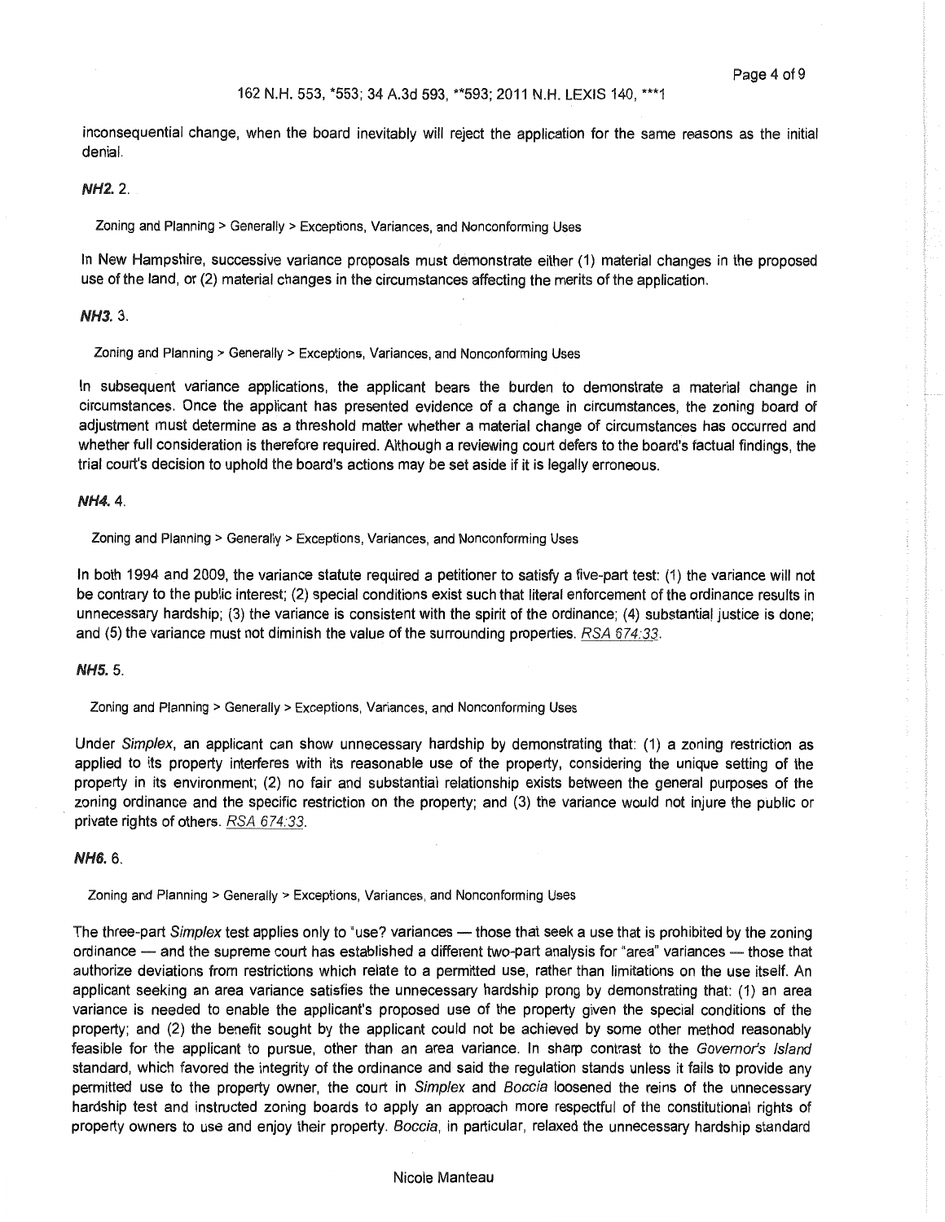inconsequential change, when the board inevitably will reject the application for the same reasons as the initial denial.

***NH2.*** 2.

Zoning and Planning > Generally > Exceptions, Variances, and Nonconforming Uses

In New Hampshire, successive variance proposals must demonstrate either (1) material changes in the proposed use of the land, or (2) material changes in the circumstances affecting the merits of the application.

***NH3.*** 3.

Zoning and Planning > Generally > Exceptions, Variances, and Nonconforming Uses

In subsequent variance applications, the applicant bears the burden to demonstrate a material change in circumstances. Once the applicant has presented evidence of a change in circumstances, the zoning board of adjustment must determine as a threshold matter whether a material change of circumstances has occurred and whether full consideration is therefore required. Although a reviewing court defers to the board's factual findings, the trial court's decision to uphold the board's actions may be set aside if it is legally erroneous.

***NH4.*** 4.

Zoning and Planning > Generally > Exceptions, Variances, and Nonconforming Uses

In both 1994 and 2009, the variance statute required a petitioner to satisfy a five-part test: (1) the variance will not be contrary to the public interest; (2) special conditions exist such that literal enforcement of the ordinance results in unnecessary hardship; (3) the variance is consistent with the spirit of the ordinance; (4) substantial justice is done; and (5) the variance must not diminish the value of the surrounding properties. RSA 674:33.

***NH5.*** 5.

Zoning and Planning > Generally > Exceptions, Variances, and Nonconforming Uses

Under *Simplex*, an applicant can show unnecessary hardship by demonstrating that: (1) a zoning restriction as applied to its property interferes with its reasonable use of the property, considering the unique setting of the property in its environment; (2) no fair and substantial relationship exists between the general purposes of the zoning ordinance and the specific restriction on the property; and (3) the variance would not injure the public or private rights of others. RSA 674:33.

***NH6.*** 6.

Zoning and Planning > Generally > Exceptions, Variances, and Nonconforming Uses

The three-part *Simplex* test applies only to "use? variances — those that seek a use that is prohibited by the zoning ordinance — and the supreme court has established a different two-part analysis for "area" variances — those that authorize deviations from restrictions which relate to a permitted use, rather than limitations on the use itself. An applicant seeking an area variance satisfies the unnecessary hardship prong by demonstrating that: (1) an area variance is needed to enable the applicant's proposed use of the property given the special conditions of the property; and (2) the benefit sought by the applicant could not be achieved by some other method reasonably feasible for the applicant to pursue, other than an area variance. In sharp contrast to the *Governor's Island* standard, which favored the integrity of the ordinance and said the regulation stands unless it fails to provide any permitted use to the property owner, the court in *Simplex* and *Boccia* loosened the reins of the unnecessary hardship test and instructed zoning boards to apply an approach more respectful of the constitutional rights of property owners to use and enjoy their property. *Boccia*, in particular, relaxed the unnecessary hardship standard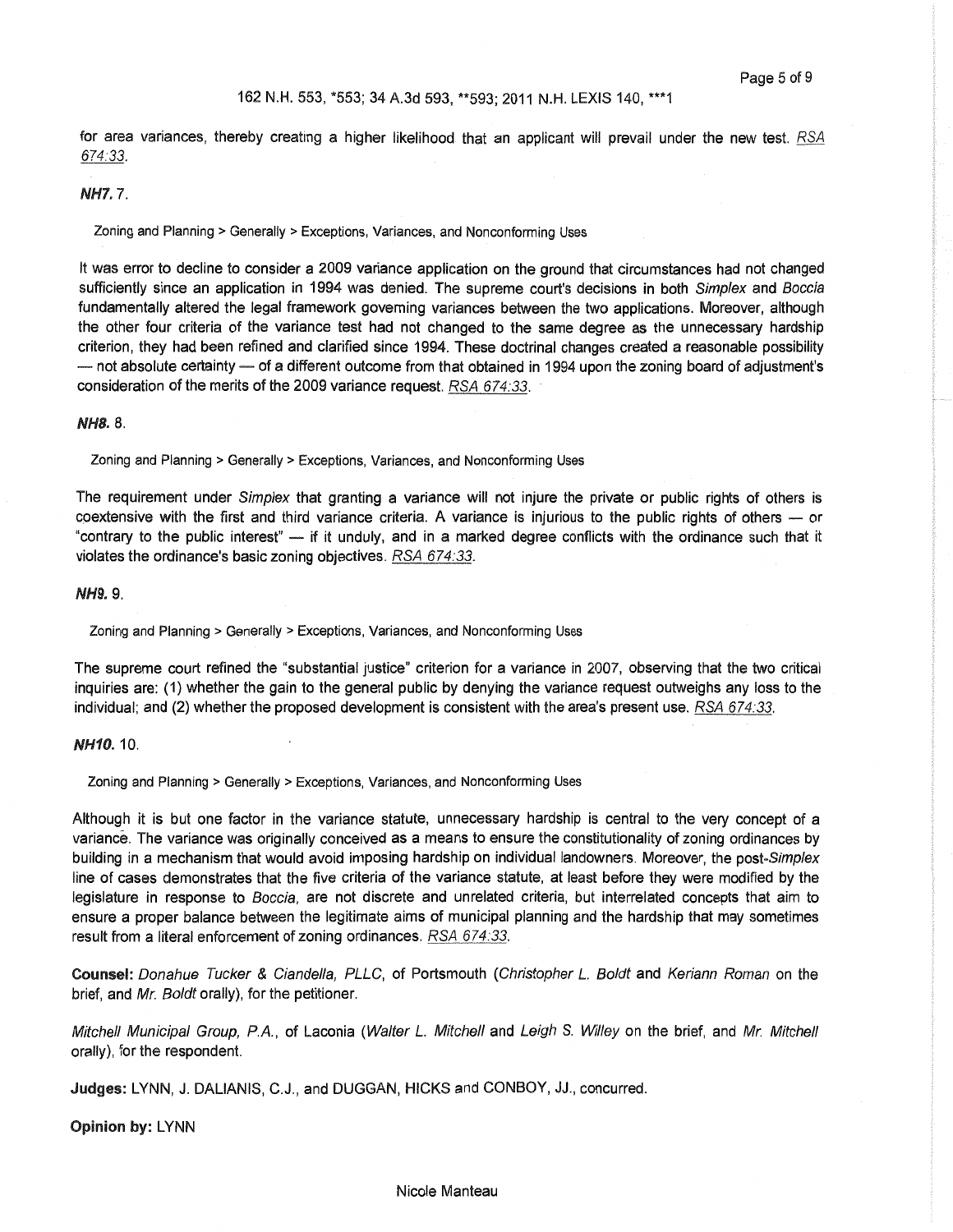for area variances, thereby creating a higher likelihood that an applicant will prevail under the new test. RSA 674:33.

***NH7.*** 7.

Zoning and Planning > Generally > Exceptions, Variances, and Nonconforming Uses

It was error to decline to consider a 2009 variance application on the ground that circumstances had not changed sufficiently since an application in 1994 was denied. The supreme court's decisions in both *Simplex* and *Boccia* fundamentally altered the legal framework governing variances between the two applications. Moreover, although the other four criteria of the variance test had not changed to the same degree as the unnecessary hardship criterion, they had been refined and clarified since 1994. These doctrinal changes created a reasonable possibility — not absolute certainty — of a different outcome from that obtained in 1994 upon the zoning board of adjustment's consideration of the merits of the 2009 variance request. RSA 674:33.

***NH8.*** 8.

Zoning and Planning > Generally > Exceptions, Variances, and Nonconforming Uses

The requirement under *Simplex* that granting a variance will not injure the private or public rights of others is coextensive with the first and third variance criteria. A variance is injurious to the public rights of others — or "contrary to the public interest" — if it unduly, and in a marked degree conflicts with the ordinance such that it violates the ordinance's basic zoning objectives. RSA 674:33.

***NH9.*** 9.

Zoning and Planning > Generally > Exceptions, Variances, and Nonconforming Uses

The supreme court refined the "substantial justice" criterion for a variance in 2007, observing that the two critical inquiries are: (1) whether the gain to the general public by denying the variance request outweighs any loss to the individual; and (2) whether the proposed development is consistent with the area's present use. RSA 674:33.

***NH10.*** 10.

Zoning and Planning > Generally > Exceptions, Variances, and Nonconforming Uses

Although it is but one factor in the variance statute, unnecessary hardship is central to the very concept of a variance. The variance was originally conceived as a means to ensure the constitutionality of zoning ordinances by building in a mechanism that would avoid imposing hardship on individual landowners. Moreover, the post-*Simplex* line of cases demonstrates that the five criteria of the variance statute, at least before they were modified by the legislature in response to *Boccia*, are not discrete and unrelated criteria, but interrelated concepts that aim to ensure a proper balance between the legitimate aims of municipal planning and the hardship that may sometimes result from a literal enforcement of zoning ordinances. RSA 674:33.

**Counsel:** *Donahue Tucker & Ciandella, PLLC*, of Portsmouth (*Christopher L. Boldt* and *Keriann Roman* on the brief, and *Mr. Boldt* orally), for the petitioner.

*Mitchell Municipal Group, P.A.*, of Laconia (*Walter L. Mitchell* and *Leigh S. Willey* on the brief, and *Mr. Mitchell* orally), for the respondent.

**Judges:** LYNN, J. DALIANIS, C.J., and DUGGAN, HICKS and CONBOY, JJ., concurred.

**Opinion by:** LYNN

Nicole Manteau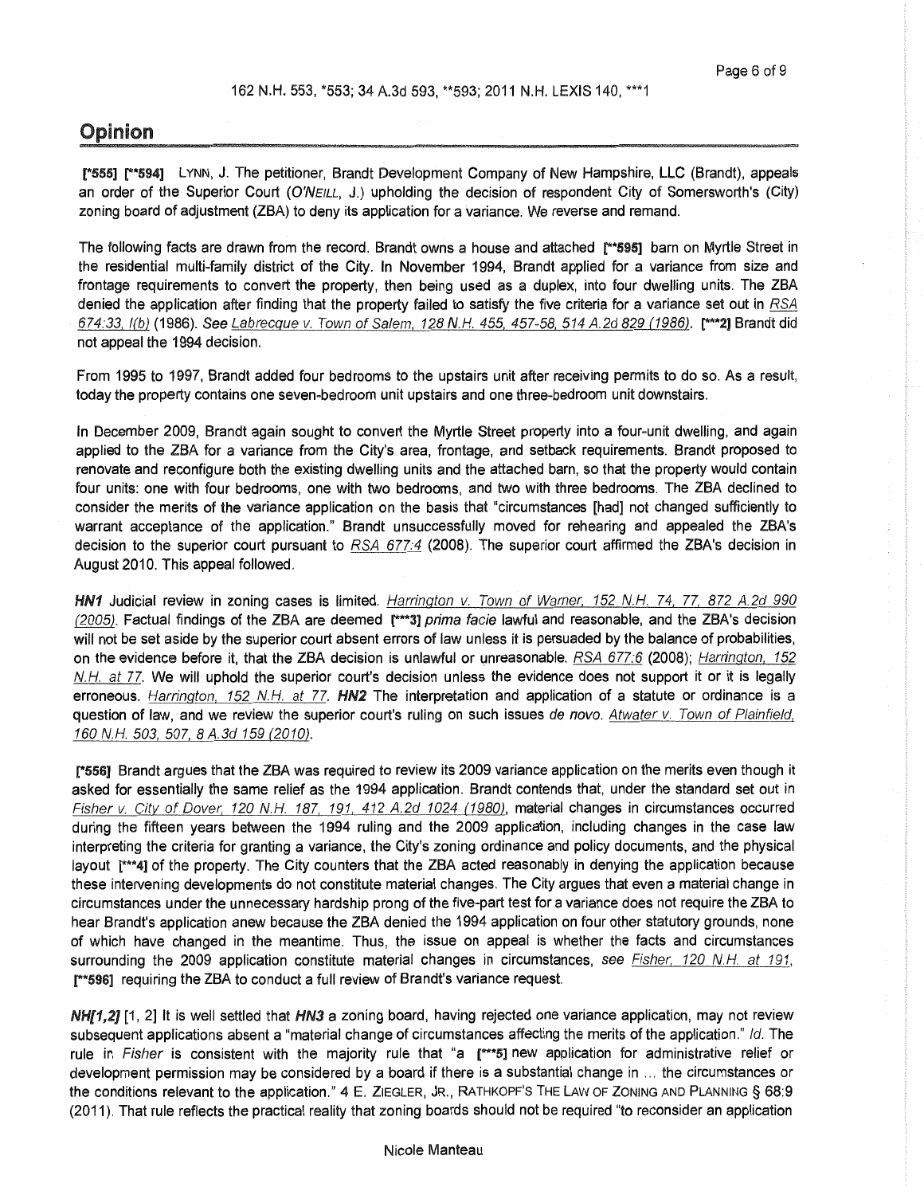## Opinion

[*555] [**594] LYNN, J. The petitioner, Brandt Development Company of New Hampshire, LLC (Brandt), appeals an order of the Superior Court (*O'NEILL*, J.) upholding the decision of respondent City of Somersworth's (City) zoning board of adjustment (ZBA) to deny its application for a variance. We reverse and remand.

The following facts are drawn from the record. Brandt owns a house and attached [**595] barn on Myrtle Street in the residential multi-family district of the City. In November 1994, Brandt applied for a variance from size and frontage requirements to convert the property, then being used as a duplex, into four dwelling units. The ZBA denied the application after finding that the property failed to satisfy the five criteria for a variance set out in RSA 674:33, I(b) (1986). *See* Labrecque v. Town of Salem, 128 N.H. 455, 457-58, 514 A.2d 829 (1986). [***2] Brandt did not appeal the 1994 decision.

From 1995 to 1997, Brandt added four bedrooms to the upstairs unit after receiving permits to do so. As a result, today the property contains one seven-bedroom unit upstairs and one three-bedroom unit downstairs.

In December 2009, Brandt again sought to convert the Myrtle Street property into a four-unit dwelling, and again applied to the ZBA for a variance from the City's area, frontage, and setback requirements. Brandt proposed to renovate and reconfigure both the existing dwelling units and the attached barn, so that the property would contain four units: one with four bedrooms, one with two bedrooms, and two with three bedrooms. The ZBA declined to consider the merits of the variance application on the basis that "circumstances [had] not changed sufficiently to warrant acceptance of the application." Brandt unsuccessfully moved for rehearing and appealed the ZBA's decision to the superior court pursuant to RSA 677:4 (2008). The superior court affirmed the ZBA's decision in August 2010. This appeal followed.

***HN1*** Judicial review in zoning cases is limited. Harrington v. Town of Warner, 152 N.H. 74, 77, 872 A.2d 990 (2005). Factual findings of the ZBA are deemed [***3] *prima facie* lawful and reasonable, and the ZBA's decision will not be set aside by the superior court absent errors of law unless it is persuaded by the balance of probabilities, on the evidence before it, that the ZBA decision is unlawful or unreasonable. RSA 677:6 (2008); Harrington, 152 N.H. at 77. We will uphold the superior court's decision unless the evidence does not support it or it is legally erroneous. Harrington, 152 N.H. at 77. ***HN2*** The interpretation and application of a statute or ordinance is a question of law, and we review the superior court's ruling on such issues *de novo*. Atwater v. Town of Plainfield, 160 N.H. 503, 507, 8 A.3d 159 (2010).

[*556] Brandt argues that the ZBA was required to review its 2009 variance application on the merits even though it asked for essentially the same relief as the 1994 application. Brandt contends that, under the standard set out in Fisher v. City of Dover, 120 N.H. 187, 191, 412 A.2d 1024 (1980), material changes in circumstances occurred during the fifteen years between the 1994 ruling and the 2009 application, including changes in the case law interpreting the criteria for granting a variance, the City's zoning ordinance and policy documents, and the physical layout [***4] of the property. The City counters that the ZBA acted reasonably in denying the application because these intervening developments do not constitute material changes. The City argues that even a material change in circumstances under the unnecessary hardship prong of the five-part test for a variance does not require the ZBA to hear Brandt's application anew because the ZBA denied the 1994 application on four other statutory grounds, none of which have changed in the meantime. Thus, the issue on appeal is whether the facts and circumstances surrounding the 2009 application constitute material changes in circumstances, *see* Fisher, 120 N.H. at 191, [**596] requiring the ZBA to conduct a full review of Brandt's variance request.

***NH[1,2]*** [1, 2] It is well settled that ***HN3*** a zoning board, having rejected one variance application, may not review subsequent applications absent a "material change of circumstances affecting the merits of the application." *Id.* The rule in *Fisher* is consistent with the majority rule that "a [***5] new application for administrative relief or development permission may be considered by a board if there is a substantial change in ... the circumstances or the conditions relevant to the application." 4 E. ZIEGLER, JR., RATHKOPF'S THE LAW OF ZONING AND PLANNING § 68:9 (2011). That rule reflects the practical reality that zoning boards should not be required "to reconsider an application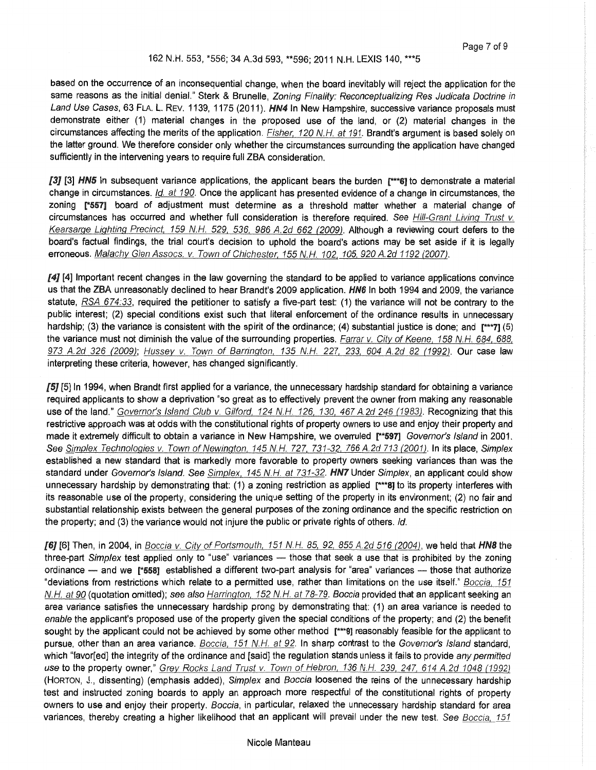based on the occurrence of an inconsequential change, when the board inevitably will reject the application for the same reasons as the initial denial." Sterk & Brunelle, *Zoning Finality: Reconceptualizing Res Judicata Doctrine in Land Use Cases*, 63 FLA. L. REV. 1139, 1175 (2011). ***HN4*** In New Hampshire, successive variance proposals must demonstrate either (1) material changes in the proposed use of the land, or (2) material changes in the circumstances affecting the merits of the application. Fisher, 120 N.H. at 191. Brandt's argument is based solely on the latter ground. We therefore consider only whether the circumstances surrounding the application have changed sufficiently in the intervening years to require full ZBA consideration.

***[3]*** [3] ***HN5*** In subsequent variance applications, the applicant bears the burden **[\*\*\*6]** to demonstrate a material change in circumstances. *Id. at 190*. Once the applicant has presented evidence of a change in circumstances, the zoning **[\*557]** board of adjustment must determine as a threshold matter whether a material change of circumstances has occurred and whether full consideration is therefore required. *See Hill-Grant Living Trust v. Kearsarge Lighting Precinct, 159 N.H. 529, 536, 986 A.2d 662 (2009)*. Although a reviewing court defers to the board's factual findings, the trial court's decision to uphold the board's actions may be set aside if it is legally erroneous. *Malachy Glen Assocs. v. Town of Chichester, 155 N.H. 102, 105, 920 A.2d 1192 (2007)*.

***[4]*** [4] Important recent changes in the law governing the standard to be applied to variance applications convince us that the ZBA unreasonably declined to hear Brandt's 2009 application. ***HN6*** In both 1994 and 2009, the variance statute, RSA 674:33, required the petitioner to satisfy a five-part test: (1) the variance will not be contrary to the public interest; (2) special conditions exist such that literal enforcement of the ordinance results in unnecessary hardship; (3) the variance is consistent with the spirit of the ordinance; (4) substantial justice is done; and **[\*\*\*7]** (5) the variance must not diminish the value of the surrounding properties. *Farrar v. City of Keene, 158 N.H. 684, 688, 973 A.2d 326 (2009)*; *Hussey v. Town of Barrington, 135 N.H. 227, 233, 604 A.2d 82 (1992)*. Our case law interpreting these criteria, however, has changed significantly.

***[5]*** [5] In 1994, when Brandt first applied for a variance, the unnecessary hardship standard for obtaining a variance required applicants to show a deprivation "so great as to effectively prevent the owner from making any reasonable use of the land." *Governor's Island Club v. Gilford, 124 N.H. 126, 130, 467 A.2d 246 (1983)*. Recognizing that this restrictive approach was at odds with the constitutional rights of property owners to use and enjoy their property and made it extremely difficult to obtain a variance in New Hampshire, we overruled **[\*\*597]** *Governor's Island* in 2001. *See Simplex Technologies v. Town of Newington, 145 N.H. 727, 731-32, 766 A.2d 713 (2001)*. In its place, *Simplex* established a new standard that is markedly more favorable to property owners seeking variances than was the standard under *Governor's Island*. *See Simplex, 145 N.H. at 731-32*. ***HN7*** Under *Simplex*, an applicant could show unnecessary hardship by demonstrating that: (1) a zoning restriction as applied **[\*\*\*8]** to its property interferes with its reasonable use of the property, considering the unique setting of the property in its environment; (2) no fair and substantial relationship exists between the general purposes of the zoning ordinance and the specific restriction on the property; and (3) the variance would not injure the public or private rights of others. *Id.*

***[6]*** [6] Then, in 2004, in *Boccia v. City of Portsmouth, 151 N.H. 85, 92, 855 A.2d 516 (2004)*, we held that ***HN8*** the three-part *Simplex* test applied only to "use" variances — those that seek a use that is prohibited by the zoning ordinance — and we **[\*558]** established a different two-part analysis for "area" variances — those that authorize "deviations from restrictions which relate to a permitted use, rather than limitations on the use itself." *Boccia, 151 N.H. at 90* (quotation omitted); *see also Harrington, 152 N.H. at 78-79*. *Boccia* provided that an applicant seeking an area variance satisfies the unnecessary hardship prong by demonstrating that: (1) an area variance is needed to *enable* the applicant's proposed use of the property given the special conditions of the property; and (2) the benefit sought by the applicant could not be achieved by some other method **[\*\*\*9]** reasonably feasible for the applicant to pursue, other than an area variance. *Boccia, 151 N.H. at 92*. In sharp contrast to the *Governor's Island* standard, which "favor[ed] the integrity of the ordinance and [said] the regulation stands unless it fails to provide *any permitted use* to the property owner," *Grey Rocks Land Trust v. Town of Hebron, 136 N.H. 239, 247, 614 A.2d 1048 (1992)* (HORTON, J., dissenting) (emphasis added), *Simplex* and *Boccia* loosened the reins of the unnecessary hardship test and instructed zoning boards to apply an approach more respectful of the constitutional rights of property owners to use and enjoy their property. *Boccia*, in particular, relaxed the unnecessary hardship standard for area variances, thereby creating a higher likelihood that an applicant will prevail under the new test. *See Boccia, 151*

Nicole Manteau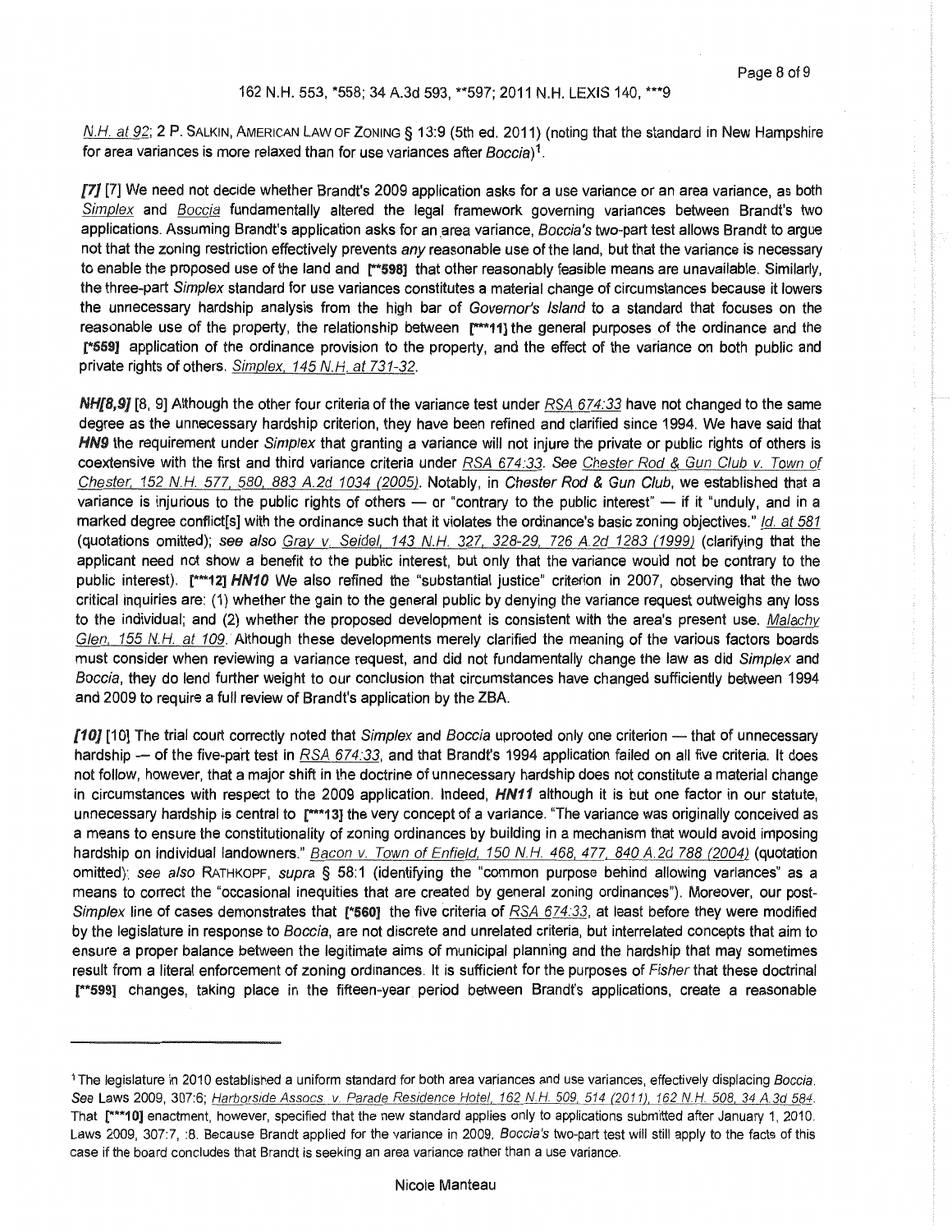N.H. at 92; 2 P. SALKIN, AMERICAN LAW OF ZONING § 13:9 (5th ed. 2011) (noting that the standard in New Hampshire for area variances is more relaxed than for use variances after *Boccia*)[1].

*[7]* [7] We need not decide whether Brandt's 2009 application asks for a use variance or an area variance, as both *Simplex* and *Boccia* fundamentally altered the legal framework governing variances between Brandt's two applications. Assuming Brandt's application asks for an area variance, *Boccia's* two-part test allows Brandt to argue not that the zoning restriction effectively prevents *any* reasonable use of the land, but that the variance is necessary to enable the proposed use of the land and [**598] that other reasonably feasible means are unavailable. Similarly, the three-part *Simplex* standard for use variances constitutes a material change of circumstances because it lowers the unnecessary hardship analysis from the high bar of *Governor's Island* to a standard that focuses on the reasonable use of the property, the relationship between [***11] the general purposes of the ordinance and the [*559] application of the ordinance provision to the property, and the effect of the variance on both public and private rights of others. *Simplex*, 145 N.H. at 731-32.

***NH[8,9]*** [8, 9] Although the other four criteria of the variance test under RSA 674:33 have not changed to the same degree as the unnecessary hardship criterion, they have been refined and clarified since 1994. We have said that ***HN9*** the requirement under *Simplex* that granting a variance will not injure the private or public rights of others is coextensive with the first and third variance criteria under RSA 674:33. *See* Chester Rod & Gun Club v. Town of Chester, 152 N.H. 577, 580, 883 A.2d 1034 (2005). Notably, in *Chester Rod & Gun Club*, we established that a variance is injurious to the public rights of others — or "contrary to the public interest" — if it "unduly, and in a marked degree conflict[s] with the ordinance such that it violates the ordinance's basic zoning objectives." *Id.* at 581 (quotations omitted); *see also* Gray v. Seidel, 143 N.H. 327, 328-29, 726 A.2d 1283 (1999) (clarifying that the applicant need not show a benefit to the public interest, but only that the variance would not be contrary to the public interest). [***12] ***HN10*** We also refined the "substantial justice" criterion in 2007, observing that the two critical inquiries are: (1) whether the gain to the general public by denying the variance request outweighs any loss to the individual; and (2) whether the proposed development is consistent with the area's present use. *Malachy Glen*, 155 N.H. at 109. Although these developments merely clarified the meaning of the various factors boards must consider when reviewing a variance request, and did not fundamentally change the law as did *Simplex* and *Boccia*, they do lend further weight to our conclusion that circumstances have changed sufficiently between 1994 and 2009 to require a full review of Brandt's application by the ZBA.

*[10]* [10] The trial court correctly noted that *Simplex* and *Boccia* uprooted only one criterion — that of unnecessary hardship — of the five-part test in RSA 674:33, and that Brandt's 1994 application failed on all five criteria. It does not follow, however, that a major shift in the doctrine of unnecessary hardship does not constitute a material change in circumstances with respect to the 2009 application. Indeed, ***HN11*** although it is but one factor in our statute, unnecessary hardship is central to [***13] the very concept of a variance. "The variance was originally conceived as a means to ensure the constitutionality of zoning ordinances by building in a mechanism that would avoid imposing hardship on individual landowners." Bacon v. Town of Enfield, 150 N.H. 468, 477, 840 A.2d 788 (2004) (quotation omitted); *see also* RATHKOPF, *supra* § 58:1 (identifying the "common purpose behind allowing variances" as a means to correct the "occasional inequities that are created by general zoning ordinances"). Moreover, our post-*Simplex* line of cases demonstrates that [*560] the five criteria of RSA 674:33, at least before they were modified by the legislature in response to *Boccia*, are not discrete and unrelated criteria, but interrelated concepts that aim to ensure a proper balance between the legitimate aims of municipal planning and the hardship that may sometimes result from a literal enforcement of zoning ordinances. It is sufficient for the purposes of *Fisher* that these doctrinal [**599] changes, taking place in the fifteen-year period between Brandt's applications, create a reasonable

---

[1] The legislature in 2010 established a uniform standard for both area variances and use variances, effectively displacing *Boccia*. *See* Laws 2009, 307:6; Harborside Assocs. v. Parade Residence Hotel, 162 N.H. 509, 514 (2011), 162 N.H. 508, 34 A.3d 584. That [***10] enactment, however, specified that the new standard applies only to applications submitted after January 1, 2010. Laws 2009, 307:7, :8. Because Brandt applied for the variance in 2009, *Boccia's* two-part test will still apply to the facts of this case if the board concludes that Brandt is seeking an area variance rather than a use variance.

Nicole Manteau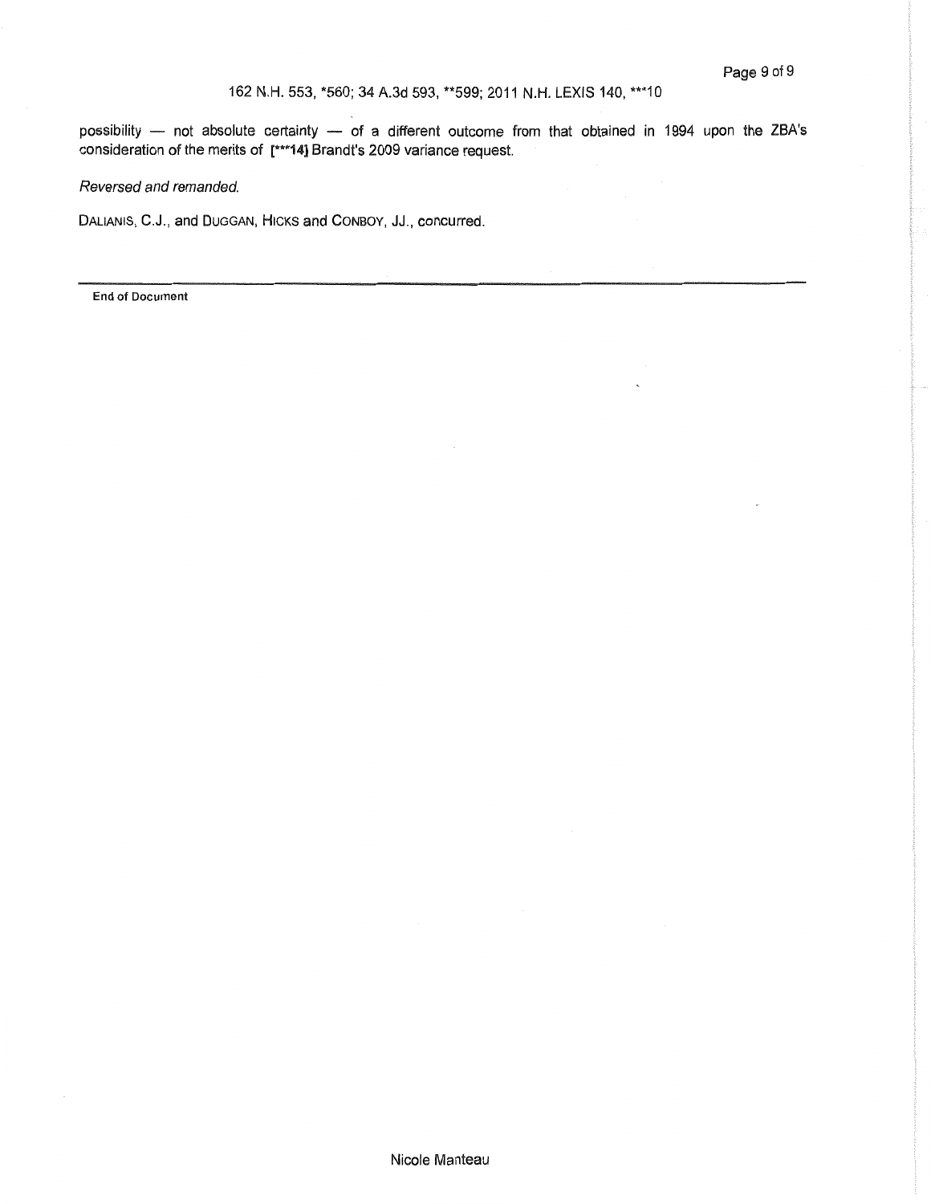possibility — not absolute certainty — of a different outcome from that obtained in 1994 upon the ZBA's consideration of the merits of [***14] Brandt's 2009 variance request.

*Reversed and remanded.*

DALIANIS, C.J., and DUGGAN, HICKS and CONBOY, JJ., concurred.

---

**End of Document**

Nicole Manteau